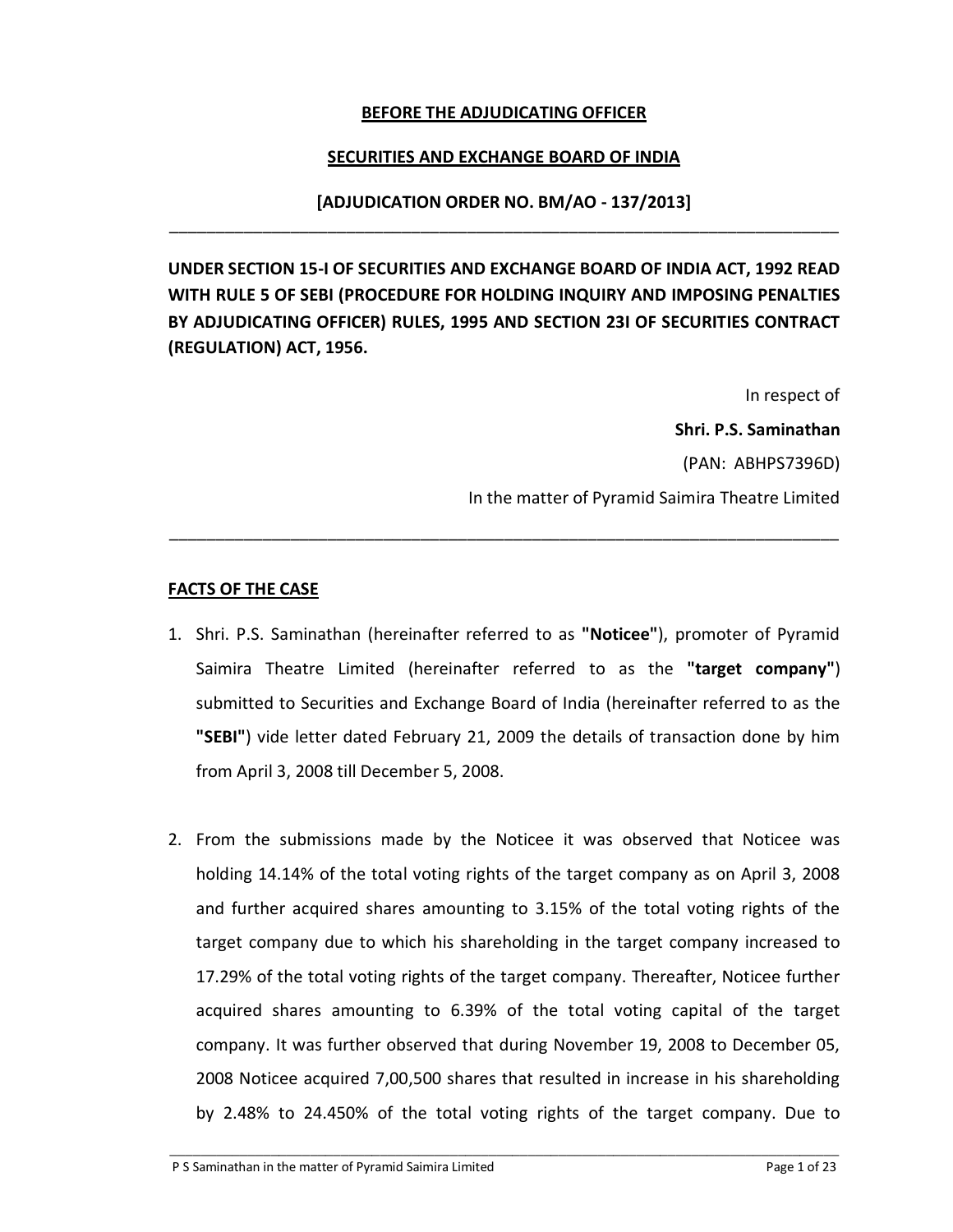**BEFORE THE ADJUDICATING OFFICER**

**SECURITIES AND EXCHANGE BOARD OF INDIA**

**[ADJUDICATION ORDER NO. BM/AO - 137/2013]**

---

**UNDER SECTION 15-I OF SECURITIES AND EXCHANGE BOARD OF INDIA ACT, 1992 READ WITH RULE 5 OF SEBI (PROCEDURE FOR HOLDING INQUIRY AND IMPOSING PENALTIES BY ADJUDICATING OFFICER) RULES, 1995 AND SECTION 23I OF SECURITIES CONTRACT (REGULATION) ACT, 1956.**

In respect of

**Shri. P.S. Saminathan**

(PAN: ABHPS7396D)

In the matter of Pyramid Saimira Theatre Limited

---

**FACTS OF THE CASE**

1. Shri. P.S. Saminathan (hereinafter referred to as **"Noticee"**), promoter of Pyramid Saimira Theatre Limited (hereinafter referred to as the **"target company"**) submitted to Securities and Exchange Board of India (hereinafter referred to as the **"SEBI"**) vide letter dated February 21, 2009 the details of transaction done by him from April 3, 2008 till December 5, 2008.

2. From the submissions made by the Noticee it was observed that Noticee was holding 14.14% of the total voting rights of the target company as on April 3, 2008 and further acquired shares amounting to 3.15% of the total voting rights of the target company due to which his shareholding in the target company increased to 17.29% of the total voting rights of the target company. Thereafter, Noticee further acquired shares amounting to 6.39% of the total voting capital of the target company. It was further observed that during November 19, 2008 to December 05, 2008 Noticee acquired 7,00,500 shares that resulted in increase in his shareholding by 2.48% to 24.450% of the total voting rights of the target company. Due to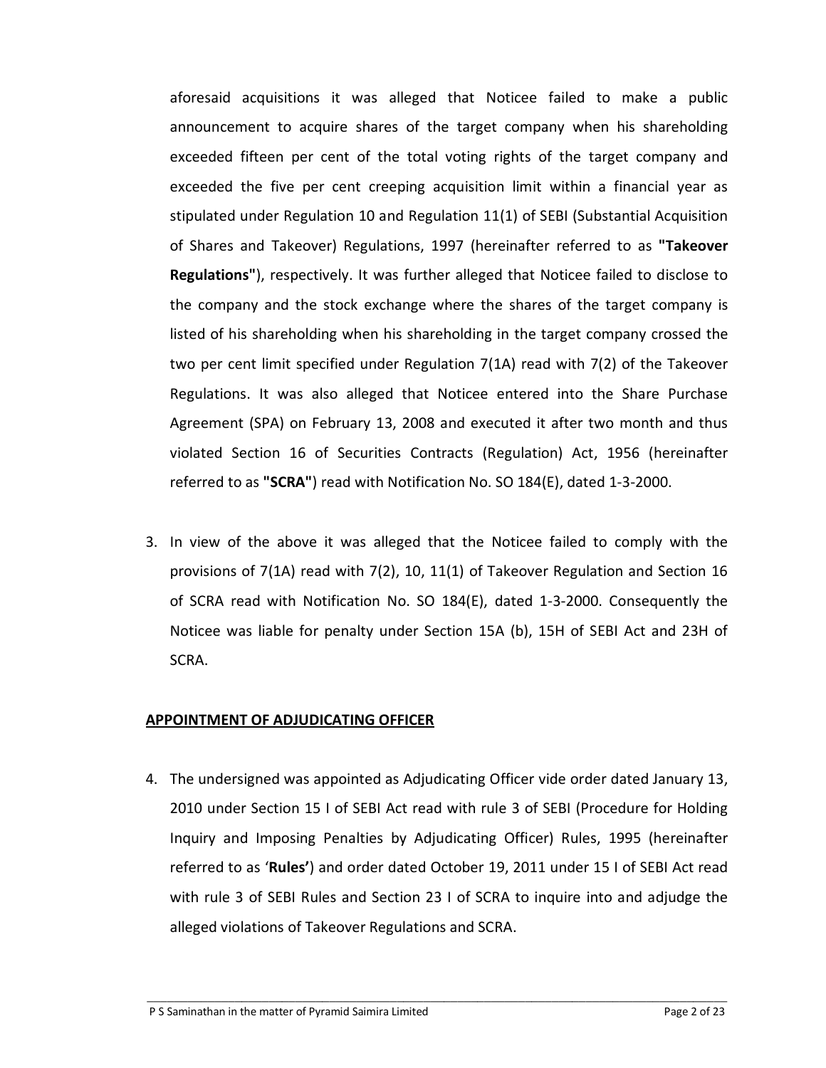aforesaid acquisitions it was alleged that Noticee failed to make a public announcement to acquire shares of the target company when his shareholding exceeded fifteen per cent of the total voting rights of the target company and exceeded the five per cent creeping acquisition limit within a financial year as stipulated under Regulation 10 and Regulation 11(1) of SEBI (Substantial Acquisition of Shares and Takeover) Regulations, 1997 (hereinafter referred to as **"Takeover Regulations"**), respectively. It was further alleged that Noticee failed to disclose to the company and the stock exchange where the shares of the target company is listed of his shareholding when his shareholding in the target company crossed the two per cent limit specified under Regulation 7(1A) read with 7(2) of the Takeover Regulations. It was also alleged that Noticee entered into the Share Purchase Agreement (SPA) on February 13, 2008 and executed it after two month and thus violated Section 16 of Securities Contracts (Regulation) Act, 1956 (hereinafter referred to as **"SCRA"**) read with Notification No. SO 184(E), dated 1-3-2000.

3. In view of the above it was alleged that the Noticee failed to comply with the provisions of 7(1A) read with 7(2), 10, 11(1) of Takeover Regulation and Section 16 of SCRA read with Notification No. SO 184(E), dated 1-3-2000. Consequently the Noticee was liable for penalty under Section 15A (b), 15H of SEBI Act and 23H of SCRA.

## APPOINTMENT OF ADJUDICATING OFFICER

4. The undersigned was appointed as Adjudicating Officer vide order dated January 13, 2010 under Section 15 I of SEBI Act read with rule 3 of SEBI (Procedure for Holding Inquiry and Imposing Penalties by Adjudicating Officer) Rules, 1995 (hereinafter referred to as '**Rules'**) and order dated October 19, 2011 under 15 I of SEBI Act read with rule 3 of SEBI Rules and Section 23 I of SCRA to inquire into and adjudge the alleged violations of Takeover Regulations and SCRA.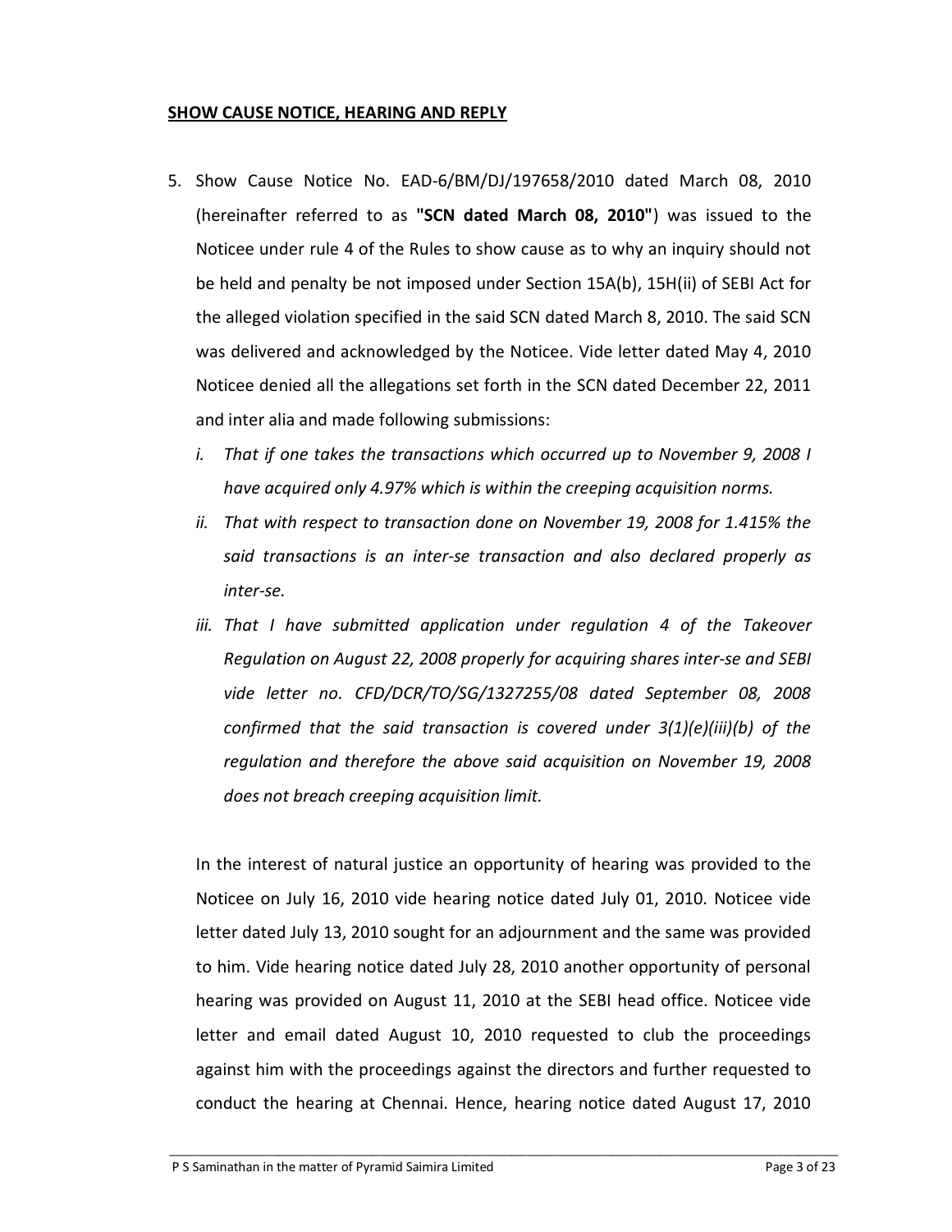## **SHOW CAUSE NOTICE, HEARING AND REPLY**

5. Show Cause Notice No. EAD-6/BM/DJ/197658/2010 dated March 08, 2010 (hereinafter referred to as **"SCN dated March 08, 2010"**) was issued to the Noticee under rule 4 of the Rules to show cause as to why an inquiry should not be held and penalty be not imposed under Section 15A(b), 15H(ii) of SEBI Act for the alleged violation specified in the said SCN dated March 8, 2010. The said SCN was delivered and acknowledged by the Noticee. Vide letter dated May 4, 2010 Noticee denied all the allegations set forth in the SCN dated December 22, 2011 and inter alia and made following submissions:

   i. *That if one takes the transactions which occurred up to November 9, 2008 I have acquired only 4.97% which is within the creeping acquisition norms.*

   ii. *That with respect to transaction done on November 19, 2008 for 1.415% the said transactions is an inter-se transaction and also declared properly as inter-se.*

   iii. *That I have submitted application under regulation 4 of the Takeover Regulation on August 22, 2008 properly for acquiring shares inter-se and SEBI vide letter no. CFD/DCR/TO/SG/1327255/08 dated September 08, 2008 confirmed that the said transaction is covered under 3(1)(e)(iii)(b) of the regulation and therefore the above said acquisition on November 19, 2008 does not breach creeping acquisition limit.*

   In the interest of natural justice an opportunity of hearing was provided to the Noticee on July 16, 2010 vide hearing notice dated July 01, 2010. Noticee vide letter dated July 13, 2010 sought for an adjournment and the same was provided to him. Vide hearing notice dated July 28, 2010 another opportunity of personal hearing was provided on August 11, 2010 at the SEBI head office. Noticee vide letter and email dated August 10, 2010 requested to club the proceedings against him with the proceedings against the directors and further requested to conduct the hearing at Chennai. Hence, hearing notice dated August 17, 2010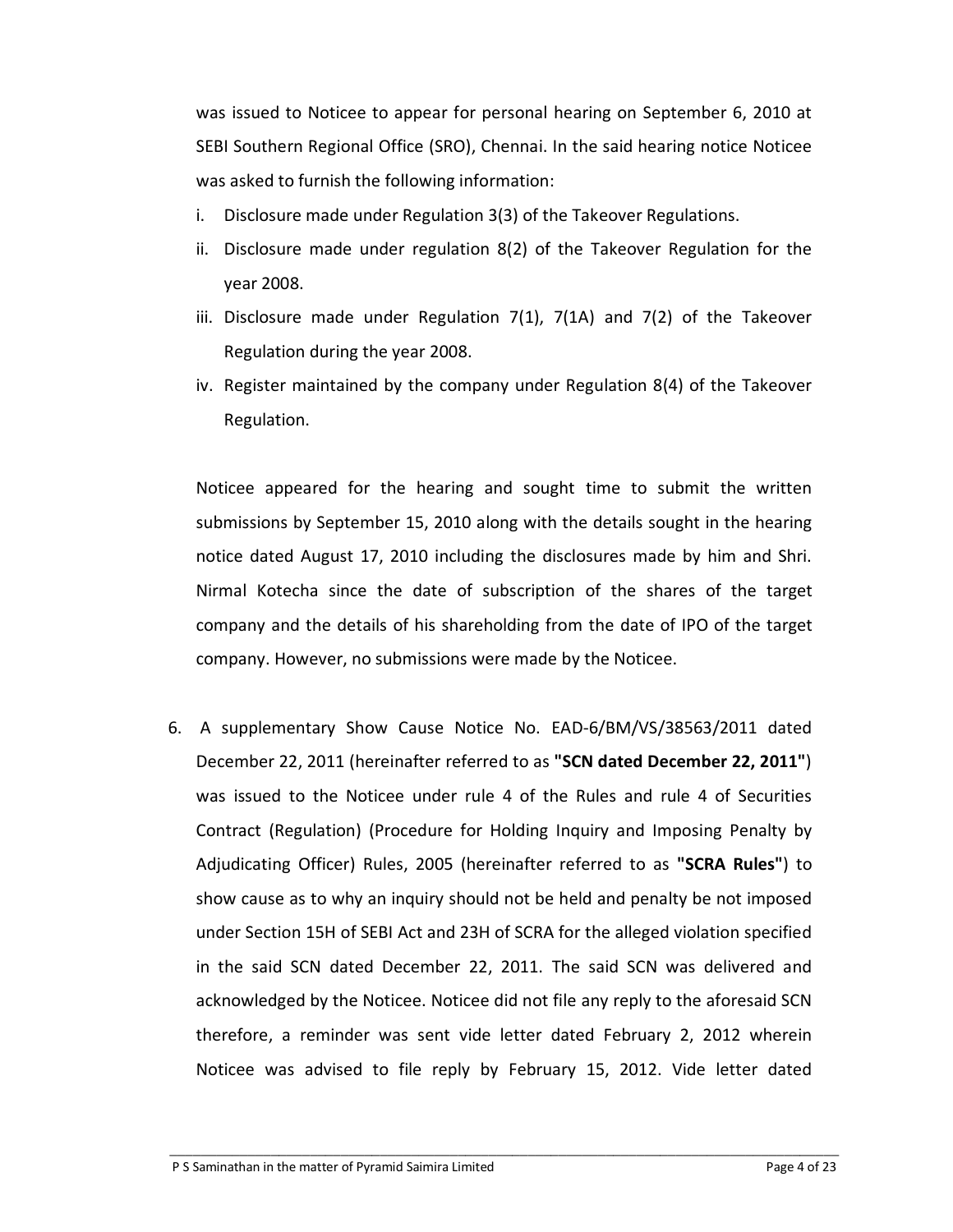was issued to Noticee to appear for personal hearing on September 6, 2010 at SEBI Southern Regional Office (SRO), Chennai. In the said hearing notice Noticee was asked to furnish the following information:

i. Disclosure made under Regulation 3(3) of the Takeover Regulations.
ii. Disclosure made under regulation 8(2) of the Takeover Regulation for the year 2008.
iii. Disclosure made under Regulation 7(1), 7(1A) and 7(2) of the Takeover Regulation during the year 2008.
iv. Register maintained by the company under Regulation 8(4) of the Takeover Regulation.

Noticee appeared for the hearing and sought time to submit the written submissions by September 15, 2010 along with the details sought in the hearing notice dated August 17, 2010 including the disclosures made by him and Shri. Nirmal Kotecha since the date of subscription of the shares of the target company and the details of his shareholding from the date of IPO of the target company. However, no submissions were made by the Noticee.

6. A supplementary Show Cause Notice No. EAD-6/BM/VS/38563/2011 dated December 22, 2011 (hereinafter referred to as **"SCN dated December 22, 2011"**) was issued to the Noticee under rule 4 of the Rules and rule 4 of Securities Contract (Regulation) (Procedure for Holding Inquiry and Imposing Penalty by Adjudicating Officer) Rules, 2005 (hereinafter referred to as **"SCRA Rules"**) to show cause as to why an inquiry should not be held and penalty be not imposed under Section 15H of SEBI Act and 23H of SCRA for the alleged violation specified in the said SCN dated December 22, 2011. The said SCN was delivered and acknowledged by the Noticee. Noticee did not file any reply to the aforesaid SCN therefore, a reminder was sent vide letter dated February 2, 2012 wherein Noticee was advised to file reply by February 15, 2012. Vide letter dated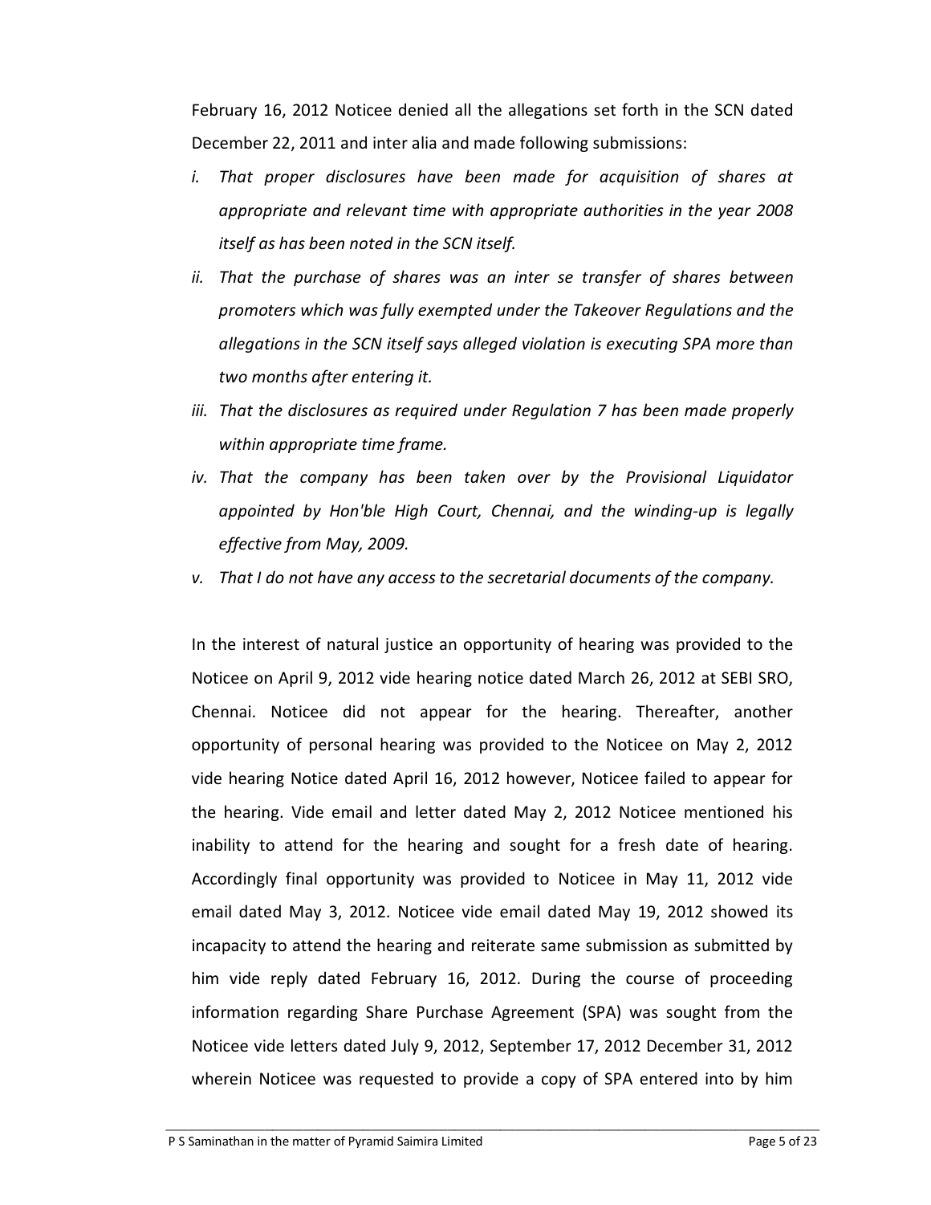February 16, 2012 Noticee denied all the allegations set forth in the SCN dated December 22, 2011 and inter alia and made following submissions:

*i. That proper disclosures have been made for acquisition of shares at appropriate and relevant time with appropriate authorities in the year 2008 itself as has been noted in the SCN itself.*

*ii. That the purchase of shares was an inter se transfer of shares between promoters which was fully exempted under the Takeover Regulations and the allegations in the SCN itself says alleged violation is executing SPA more than two months after entering it.*

*iii. That the disclosures as required under Regulation 7 has been made properly within appropriate time frame.*

*iv. That the company has been taken over by the Provisional Liquidator appointed by Hon'ble High Court, Chennai, and the winding-up is legally effective from May, 2009.*

*v. That I do not have any access to the secretarial documents of the company.*

In the interest of natural justice an opportunity of hearing was provided to the Noticee on April 9, 2012 vide hearing notice dated March 26, 2012 at SEBI SRO, Chennai. Noticee did not appear for the hearing. Thereafter, another opportunity of personal hearing was provided to the Noticee on May 2, 2012 vide hearing Notice dated April 16, 2012 however, Noticee failed to appear for the hearing. Vide email and letter dated May 2, 2012 Noticee mentioned his inability to attend for the hearing and sought for a fresh date of hearing. Accordingly final opportunity was provided to Noticee in May 11, 2012 vide email dated May 3, 2012. Noticee vide email dated May 19, 2012 showed its incapacity to attend the hearing and reiterate same submission as submitted by him vide reply dated February 16, 2012. During the course of proceeding information regarding Share Purchase Agreement (SPA) was sought from the Noticee vide letters dated July 9, 2012, September 17, 2012 December 31, 2012 wherein Noticee was requested to provide a copy of SPA entered into by him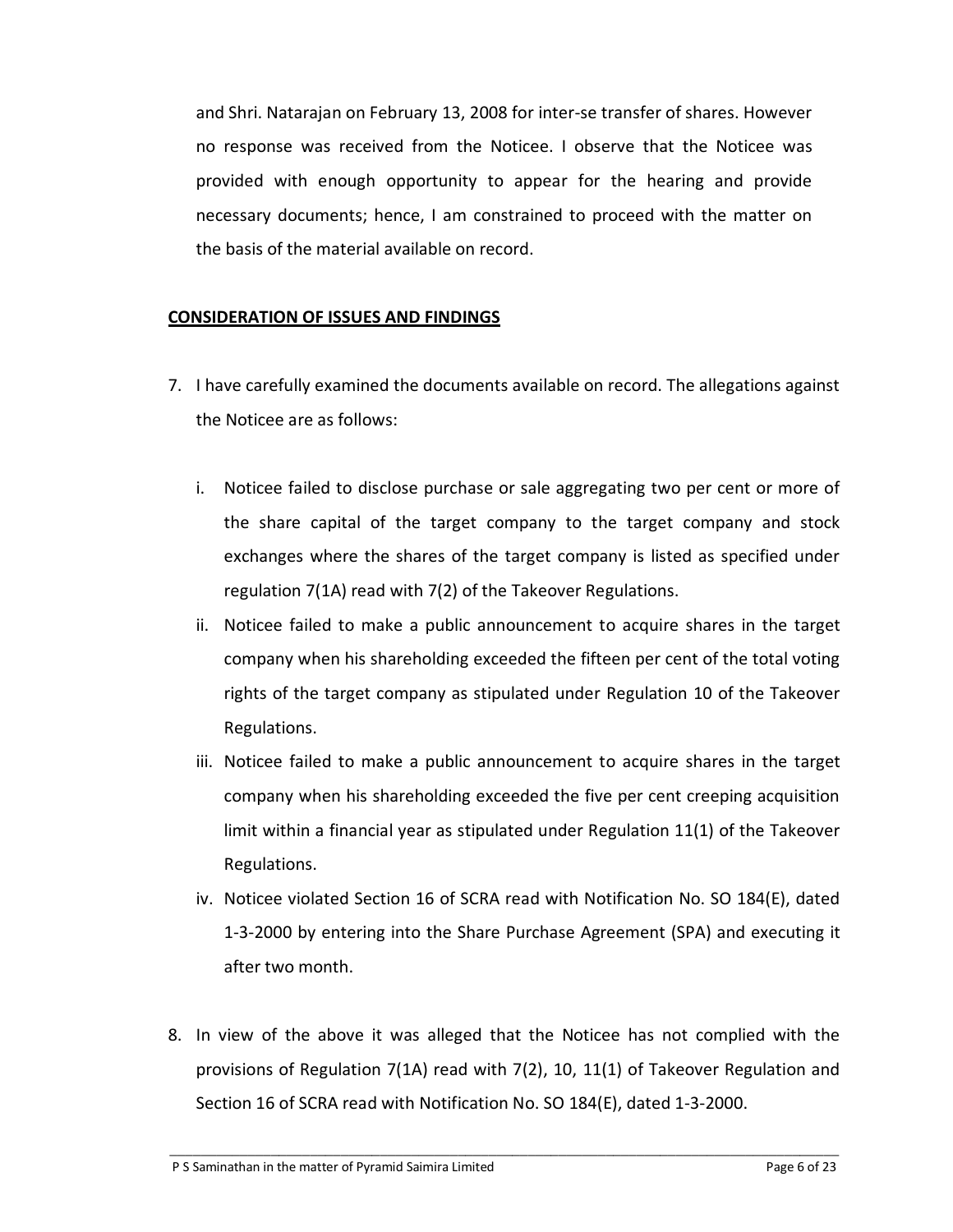and Shri. Natarajan on February 13, 2008 for inter-se transfer of shares. However no response was received from the Noticee. I observe that the Noticee was provided with enough opportunity to appear for the hearing and provide necessary documents; hence, I am constrained to proceed with the matter on the basis of the material available on record.

**CONSIDERATION OF ISSUES AND FINDINGS**

7. I have carefully examined the documents available on record. The allegations against the Noticee are as follows:

   i. Noticee failed to disclose purchase or sale aggregating two per cent or more of the share capital of the target company to the target company and stock exchanges where the shares of the target company is listed as specified under regulation 7(1A) read with 7(2) of the Takeover Regulations.
   
   ii. Noticee failed to make a public announcement to acquire shares in the target company when his shareholding exceeded the fifteen per cent of the total voting rights of the target company as stipulated under Regulation 10 of the Takeover Regulations.
   
   iii. Noticee failed to make a public announcement to acquire shares in the target company when his shareholding exceeded the five per cent creeping acquisition limit within a financial year as stipulated under Regulation 11(1) of the Takeover Regulations.
   
   iv. Noticee violated Section 16 of SCRA read with Notification No. SO 184(E), dated 1-3-2000 by entering into the Share Purchase Agreement (SPA) and executing it after two month.

8. In view of the above it was alleged that the Noticee has not complied with the provisions of Regulation 7(1A) read with 7(2), 10, 11(1) of Takeover Regulation and Section 16 of SCRA read with Notification No. SO 184(E), dated 1-3-2000.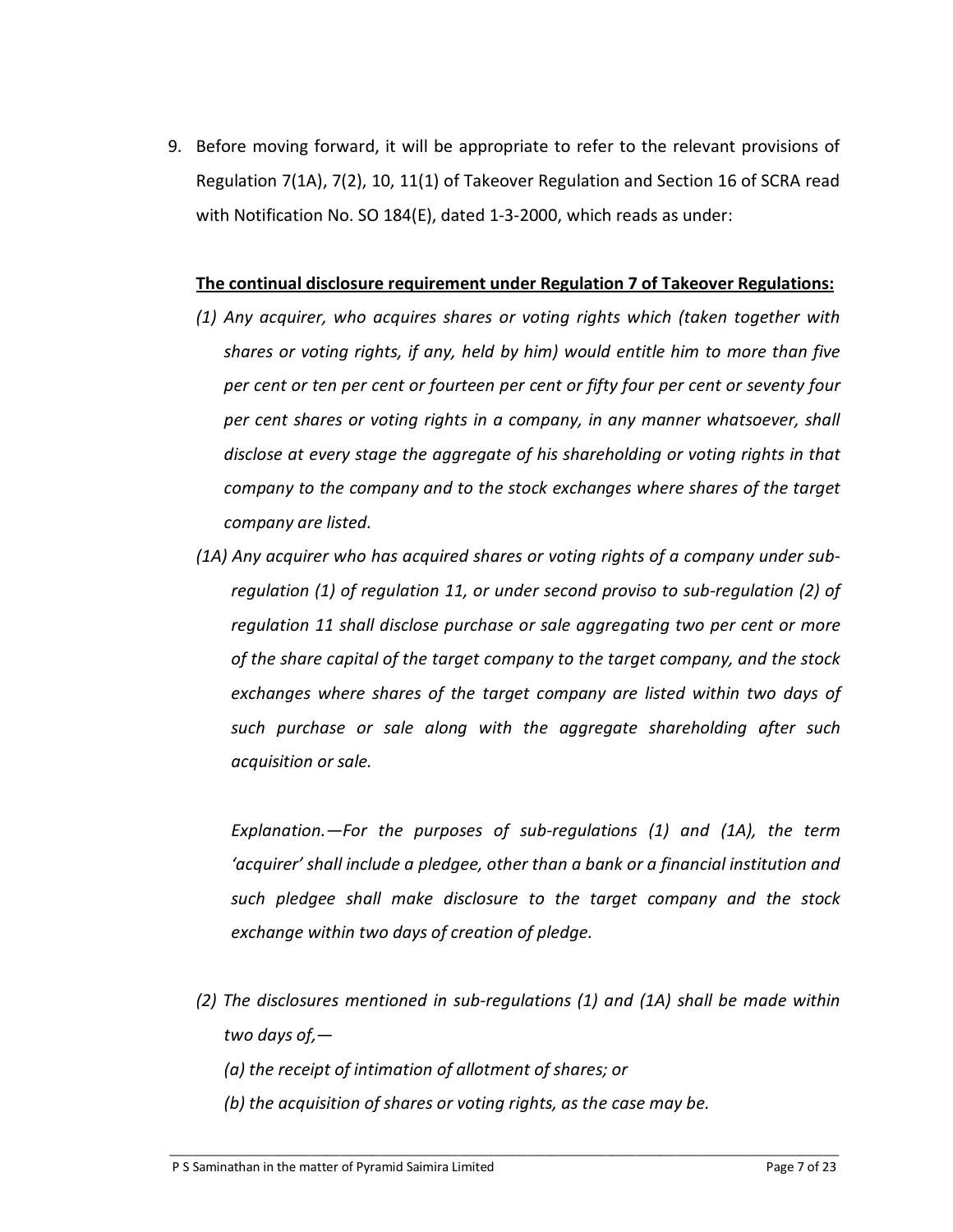9. Before moving forward, it will be appropriate to refer to the relevant provisions of Regulation 7(1A), 7(2), 10, 11(1) of Takeover Regulation and Section 16 of SCRA read with Notification No. SO 184(E), dated 1-3-2000, which reads as under:

**<u>The continual disclosure requirement under Regulation 7 of Takeover Regulations:</u>**

*(1) Any acquirer, who acquires shares or voting rights which (taken together with shares or voting rights, if any, held by him) would entitle him to more than five per cent or ten per cent or fourteen per cent or fifty four per cent or seventy four per cent shares or voting rights in a company, in any manner whatsoever, shall disclose at every stage the aggregate of his shareholding or voting rights in that company to the company and to the stock exchanges where shares of the target company are listed.*

*(1A) Any acquirer who has acquired shares or voting rights of a company under sub-regulation (1) of regulation 11, or under second proviso to sub-regulation (2) of regulation 11 shall disclose purchase or sale aggregating two per cent or more of the share capital of the target company to the target company, and the stock exchanges where shares of the target company are listed within two days of such purchase or sale along with the aggregate shareholding after such acquisition or sale.*

*Explanation.—For the purposes of sub-regulations (1) and (1A), the term 'acquirer' shall include a pledgee, other than a bank or a financial institution and such pledgee shall make disclosure to the target company and the stock exchange within two days of creation of pledge.*

*(2) The disclosures mentioned in sub-regulations (1) and (1A) shall be made within two days of,—*

*(a) the receipt of intimation of allotment of shares; or*

*(b) the acquisition of shares or voting rights, as the case may be.*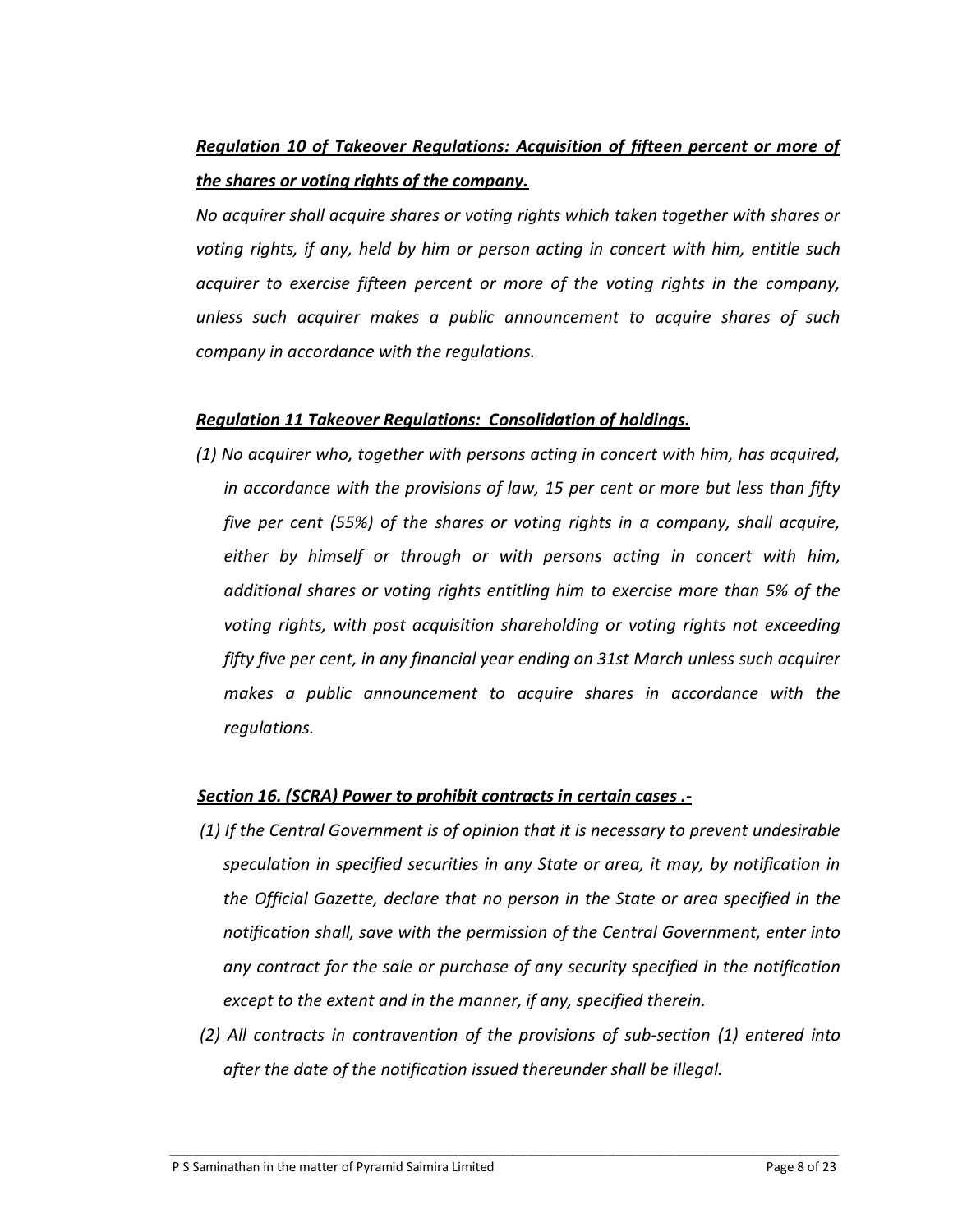***Regulation 10 of Takeover Regulations: Acquisition of fifteen percent or more of the shares or voting rights of the company.***

*No acquirer shall acquire shares or voting rights which taken together with shares or voting rights, if any, held by him or person acting in concert with him, entitle such acquirer to exercise fifteen percent or more of the voting rights in the company, unless such acquirer makes a public announcement to acquire shares of such company in accordance with the regulations.*

***Regulation 11 Takeover Regulations: Consolidation of holdings.***

*(1) No acquirer who, together with persons acting in concert with him, has acquired, in accordance with the provisions of law, 15 per cent or more but less than fifty five per cent (55%) of the shares or voting rights in a company, shall acquire, either by himself or through or with persons acting in concert with him, additional shares or voting rights entitling him to exercise more than 5% of the voting rights, with post acquisition shareholding or voting rights not exceeding fifty five per cent, in any financial year ending on 31st March unless such acquirer makes a public announcement to acquire shares in accordance with the regulations.*

***Section 16. (SCRA) Power to prohibit contracts in certain cases .-***

*(1) If the Central Government is of opinion that it is necessary to prevent undesirable speculation in specified securities in any State or area, it may, by notification in the Official Gazette, declare that no person in the State or area specified in the notification shall, save with the permission of the Central Government, enter into any contract for the sale or purchase of any security specified in the notification except to the extent and in the manner, if any, specified therein.*

*(2) All contracts in contravention of the provisions of sub-section (1) entered into after the date of the notification issued thereunder shall be illegal.*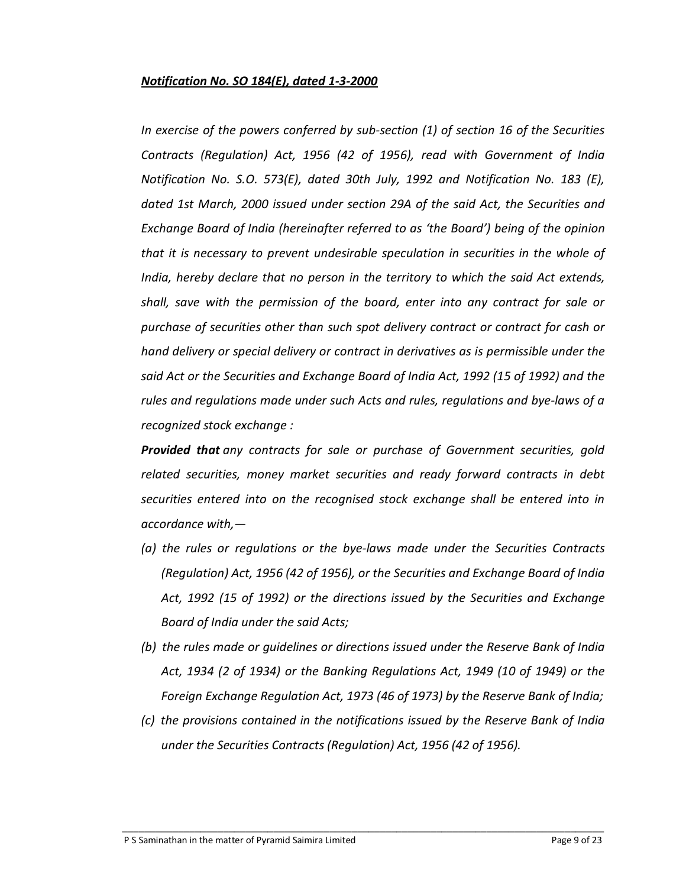***Notification No. SO 184(E), dated 1-3-2000***

*In exercise of the powers conferred by sub-section (1) of section 16 of the Securities Contracts (Regulation) Act, 1956 (42 of 1956), read with Government of India Notification No. S.O. 573(E), dated 30th July, 1992 and Notification No. 183 (E), dated 1st March, 2000 issued under section 29A of the said Act, the Securities and Exchange Board of India (hereinafter referred to as 'the Board') being of the opinion that it is necessary to prevent undesirable speculation in securities in the whole of India, hereby declare that no person in the territory to which the said Act extends, shall, save with the permission of the board, enter into any contract for sale or purchase of securities other than such spot delivery contract or contract for cash or hand delivery or special delivery or contract in derivatives as is permissible under the said Act or the Securities and Exchange Board of India Act, 1992 (15 of 1992) and the rules and regulations made under such Acts and rules, regulations and bye-laws of a recognized stock exchange :*

***Provided that*** *any contracts for sale or purchase of Government securities, gold related securities, money market securities and ready forward contracts in debt securities entered into on the recognised stock exchange shall be entered into in accordance with,—*

- *(a) the rules or regulations or the bye-laws made under the Securities Contracts (Regulation) Act, 1956 (42 of 1956), or the Securities and Exchange Board of India Act, 1992 (15 of 1992) or the directions issued by the Securities and Exchange Board of India under the said Acts;*
- *(b) the rules made or guidelines or directions issued under the Reserve Bank of India Act, 1934 (2 of 1934) or the Banking Regulations Act, 1949 (10 of 1949) or the Foreign Exchange Regulation Act, 1973 (46 of 1973) by the Reserve Bank of India;*
- *(c) the provisions contained in the notifications issued by the Reserve Bank of India under the Securities Contracts (Regulation) Act, 1956 (42 of 1956).*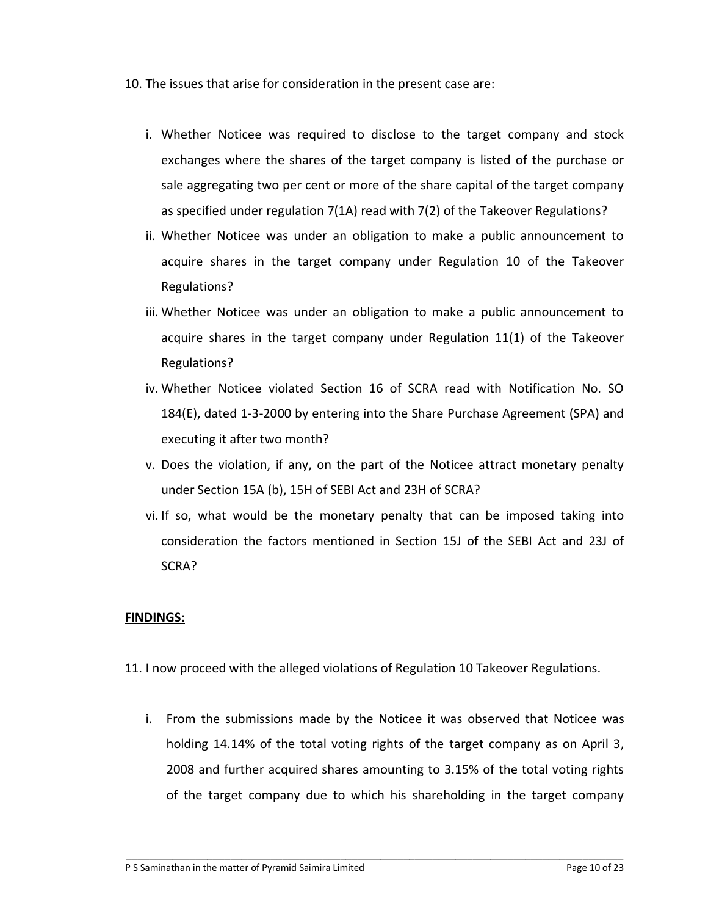10. The issues that arise for consideration in the present case are:

   i. Whether Noticee was required to disclose to the target company and stock exchanges where the shares of the target company is listed of the purchase or sale aggregating two per cent or more of the share capital of the target company as specified under regulation 7(1A) read with 7(2) of the Takeover Regulations?

   ii. Whether Noticee was under an obligation to make a public announcement to acquire shares in the target company under Regulation 10 of the Takeover Regulations?

   iii. Whether Noticee was under an obligation to make a public announcement to acquire shares in the target company under Regulation 11(1) of the Takeover Regulations?

   iv. Whether Noticee violated Section 16 of SCRA read with Notification No. SO 184(E), dated 1-3-2000 by entering into the Share Purchase Agreement (SPA) and executing it after two month?

   v. Does the violation, if any, on the part of the Noticee attract monetary penalty under Section 15A (b), 15H of SEBI Act and 23H of SCRA?

   vi. If so, what would be the monetary penalty that can be imposed taking into consideration the factors mentioned in Section 15J of the SEBI Act and 23J of SCRA?

**FINDINGS:**

11. I now proceed with the alleged violations of Regulation 10 Takeover Regulations.

   i. From the submissions made by the Noticee it was observed that Noticee was holding 14.14% of the total voting rights of the target company as on April 3, 2008 and further acquired shares amounting to 3.15% of the total voting rights of the target company due to which his shareholding in the target company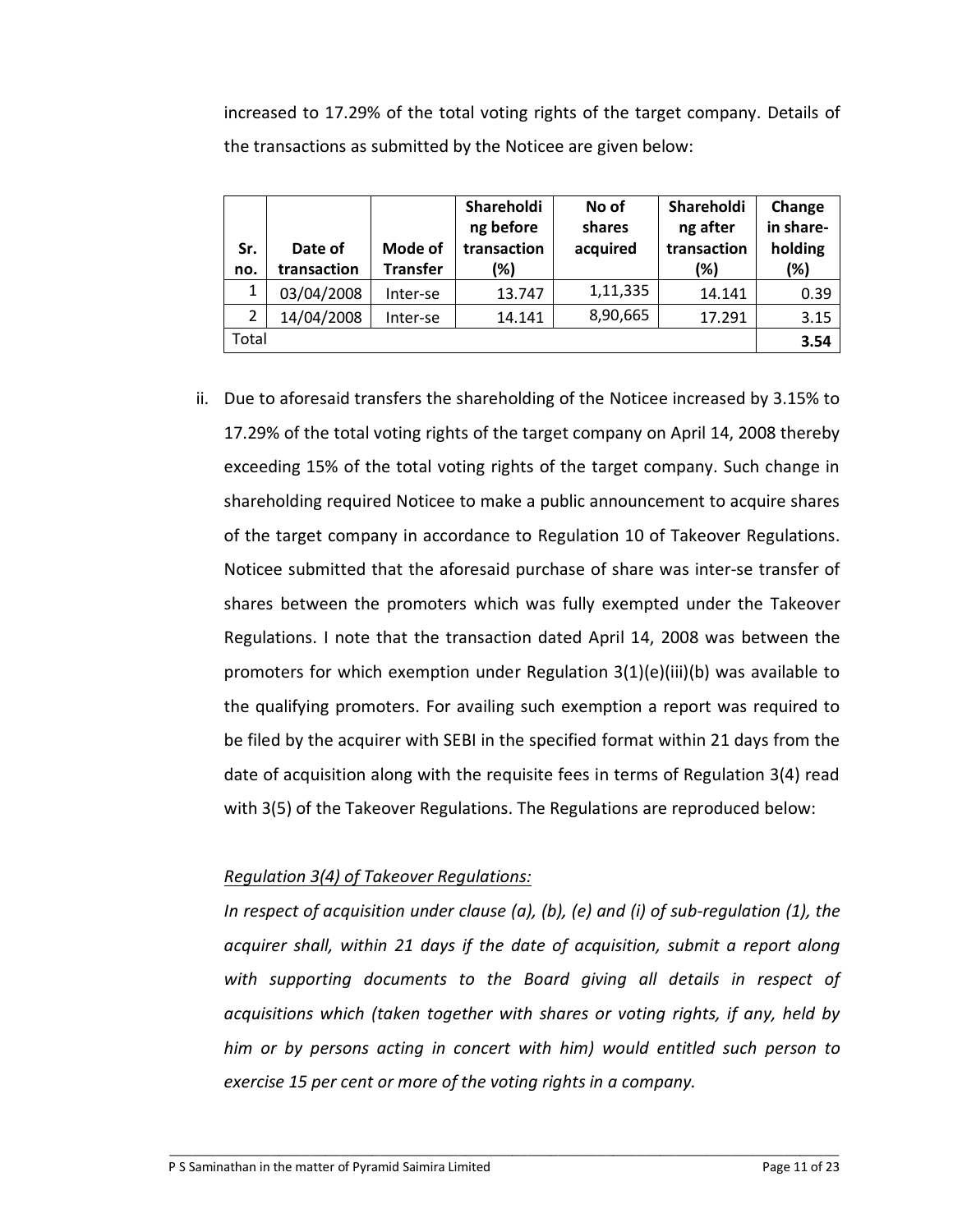increased to 17.29% of the total voting rights of the target company. Details of the transactions as submitted by the Noticee are given below:

| Sr. no. | Date of transaction | Mode of Transfer | Shareholding before transaction (%) | No of shares acquired | Shareholding after transaction (%) | Change in share-holding (%) |
|---|---|---|---|---|---|---|
| 1 | 03/04/2008 | Inter-se | 13.747 | 1,11,335 | 14.141 | 0.39 |
| 2 | 14/04/2008 | Inter-se | 14.141 | 8,90,665 | 17.291 | 3.15 |
| Total | | | | | | **3.54** |

ii. Due to aforesaid transfers the shareholding of the Noticee increased by 3.15% to 17.29% of the total voting rights of the target company on April 14, 2008 thereby exceeding 15% of the total voting rights of the target company. Such change in shareholding required Noticee to make a public announcement to acquire shares of the target company in accordance to Regulation 10 of Takeover Regulations. Noticee submitted that the aforesaid purchase of share was inter-se transfer of shares between the promoters which was fully exempted under the Takeover Regulations. I note that the transaction dated April 14, 2008 was between the promoters for which exemption under Regulation 3(1)(e)(iii)(b) was available to the qualifying promoters. For availing such exemption a report was required to be filed by the acquirer with SEBI in the specified format within 21 days from the date of acquisition along with the requisite fees in terms of Regulation 3(4) read with 3(5) of the Takeover Regulations. The Regulations are reproduced below:

*Regulation 3(4) of Takeover Regulations:*

*In respect of acquisition under clause (a), (b), (e) and (i) of sub-regulation (1), the acquirer shall, within 21 days if the date of acquisition, submit a report along with supporting documents to the Board giving all details in respect of acquisitions which (taken together with shares or voting rights, if any, held by him or by persons acting in concert with him) would entitled such person to exercise 15 per cent or more of the voting rights in a company.*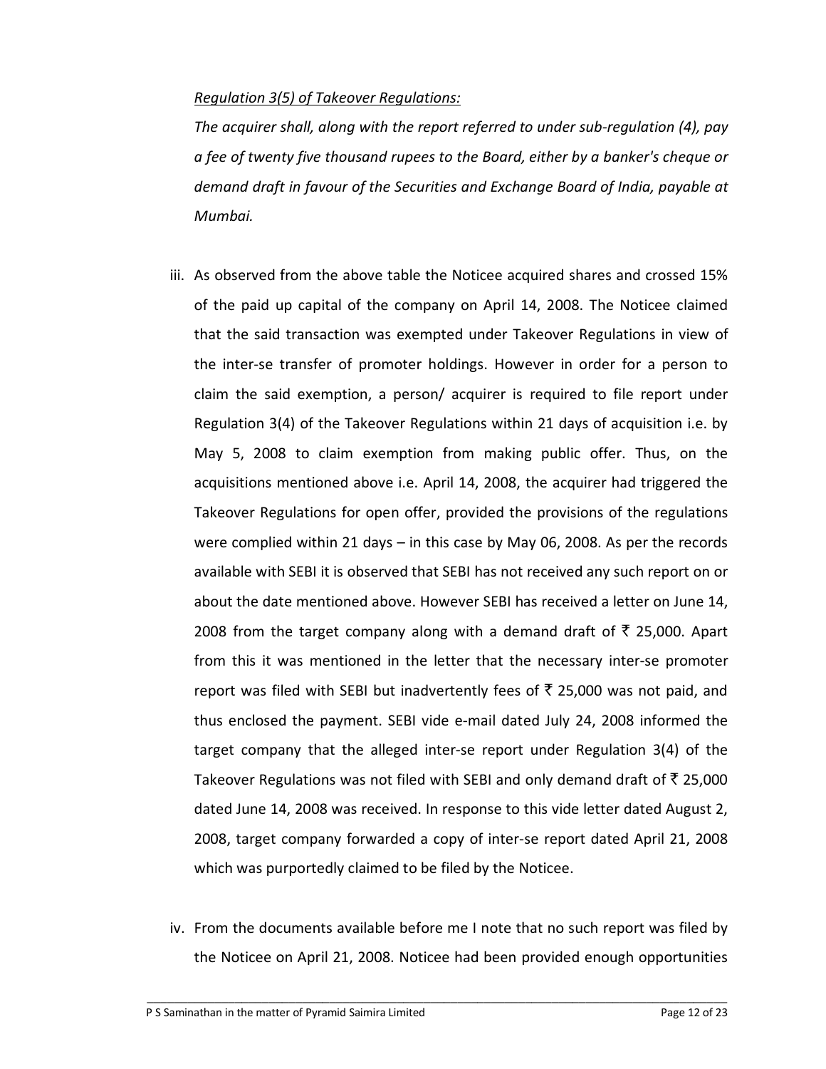*<u>Regulation 3(5) of Takeover Regulations:</u>*

*The acquirer shall, along with the report referred to under sub-regulation (4), pay a fee of twenty five thousand rupees to the Board, either by a banker's cheque or demand draft in favour of the Securities and Exchange Board of India, payable at Mumbai.*

iii. As observed from the above table the Noticee acquired shares and crossed 15% of the paid up capital of the company on April 14, 2008. The Noticee claimed that the said transaction was exempted under Takeover Regulations in view of the inter-se transfer of promoter holdings. However in order for a person to claim the said exemption, a person/ acquirer is required to file report under Regulation 3(4) of the Takeover Regulations within 21 days of acquisition i.e. by May 5, 2008 to claim exemption from making public offer. Thus, on the acquisitions mentioned above i.e. April 14, 2008, the acquirer had triggered the Takeover Regulations for open offer, provided the provisions of the regulations were complied within 21 days – in this case by May 06, 2008. As per the records available with SEBI it is observed that SEBI has not received any such report on or about the date mentioned above. However SEBI has received a letter on June 14, 2008 from the target company along with a demand draft of ₹ 25,000. Apart from this it was mentioned in the letter that the necessary inter-se promoter report was filed with SEBI but inadvertently fees of ₹ 25,000 was not paid, and thus enclosed the payment. SEBI vide e-mail dated July 24, 2008 informed the target company that the alleged inter-se report under Regulation 3(4) of the Takeover Regulations was not filed with SEBI and only demand draft of ₹ 25,000 dated June 14, 2008 was received. In response to this vide letter dated August 2, 2008, target company forwarded a copy of inter-se report dated April 21, 2008 which was purportedly claimed to be filed by the Noticee.

iv. From the documents available before me I note that no such report was filed by the Noticee on April 21, 2008. Noticee had been provided enough opportunities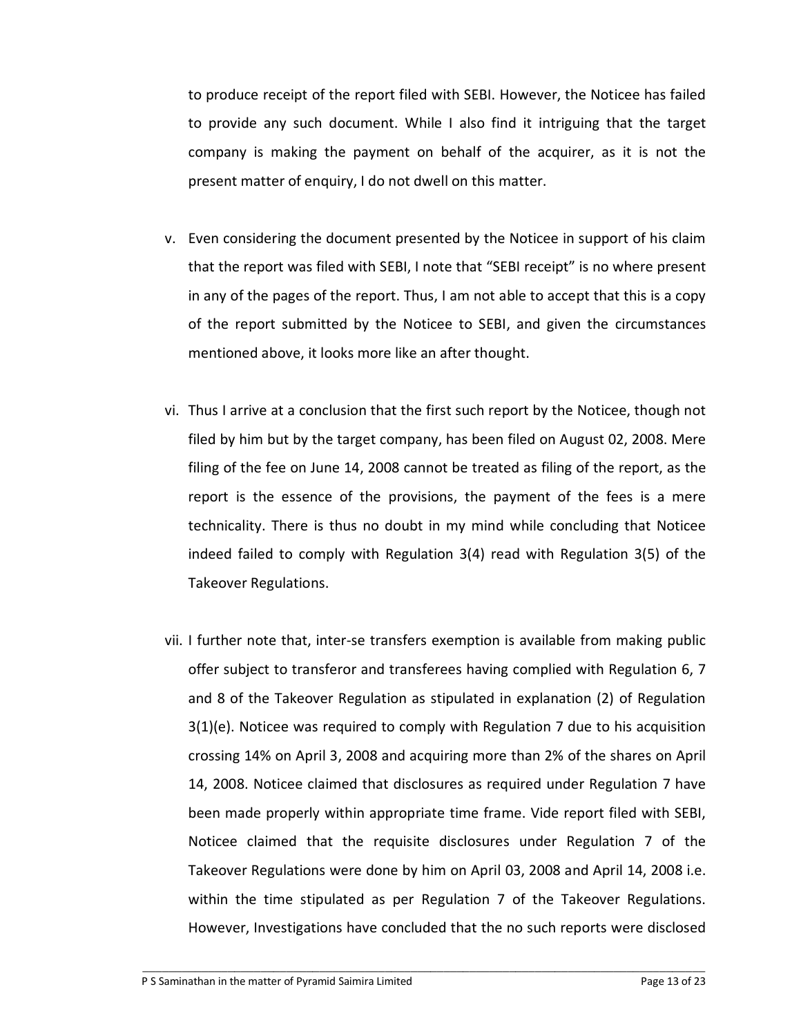to produce receipt of the report filed with SEBI. However, the Noticee has failed to provide any such document. While I also find it intriguing that the target company is making the payment on behalf of the acquirer, as it is not the present matter of enquiry, I do not dwell on this matter.

v. Even considering the document presented by the Noticee in support of his claim that the report was filed with SEBI, I note that "SEBI receipt" is no where present in any of the pages of the report. Thus, I am not able to accept that this is a copy of the report submitted by the Noticee to SEBI, and given the circumstances mentioned above, it looks more like an after thought.

vi. Thus I arrive at a conclusion that the first such report by the Noticee, though not filed by him but by the target company, has been filed on August 02, 2008. Mere filing of the fee on June 14, 2008 cannot be treated as filing of the report, as the report is the essence of the provisions, the payment of the fees is a mere technicality. There is thus no doubt in my mind while concluding that Noticee indeed failed to comply with Regulation 3(4) read with Regulation 3(5) of the Takeover Regulations.

vii. I further note that, inter-se transfers exemption is available from making public offer subject to transferor and transferees having complied with Regulation 6, 7 and 8 of the Takeover Regulation as stipulated in explanation (2) of Regulation 3(1)(e). Noticee was required to comply with Regulation 7 due to his acquisition crossing 14% on April 3, 2008 and acquiring more than 2% of the shares on April 14, 2008. Noticee claimed that disclosures as required under Regulation 7 have been made properly within appropriate time frame. Vide report filed with SEBI, Noticee claimed that the requisite disclosures under Regulation 7 of the Takeover Regulations were done by him on April 03, 2008 and April 14, 2008 i.e. within the time stipulated as per Regulation 7 of the Takeover Regulations. However, Investigations have concluded that the no such reports were disclosed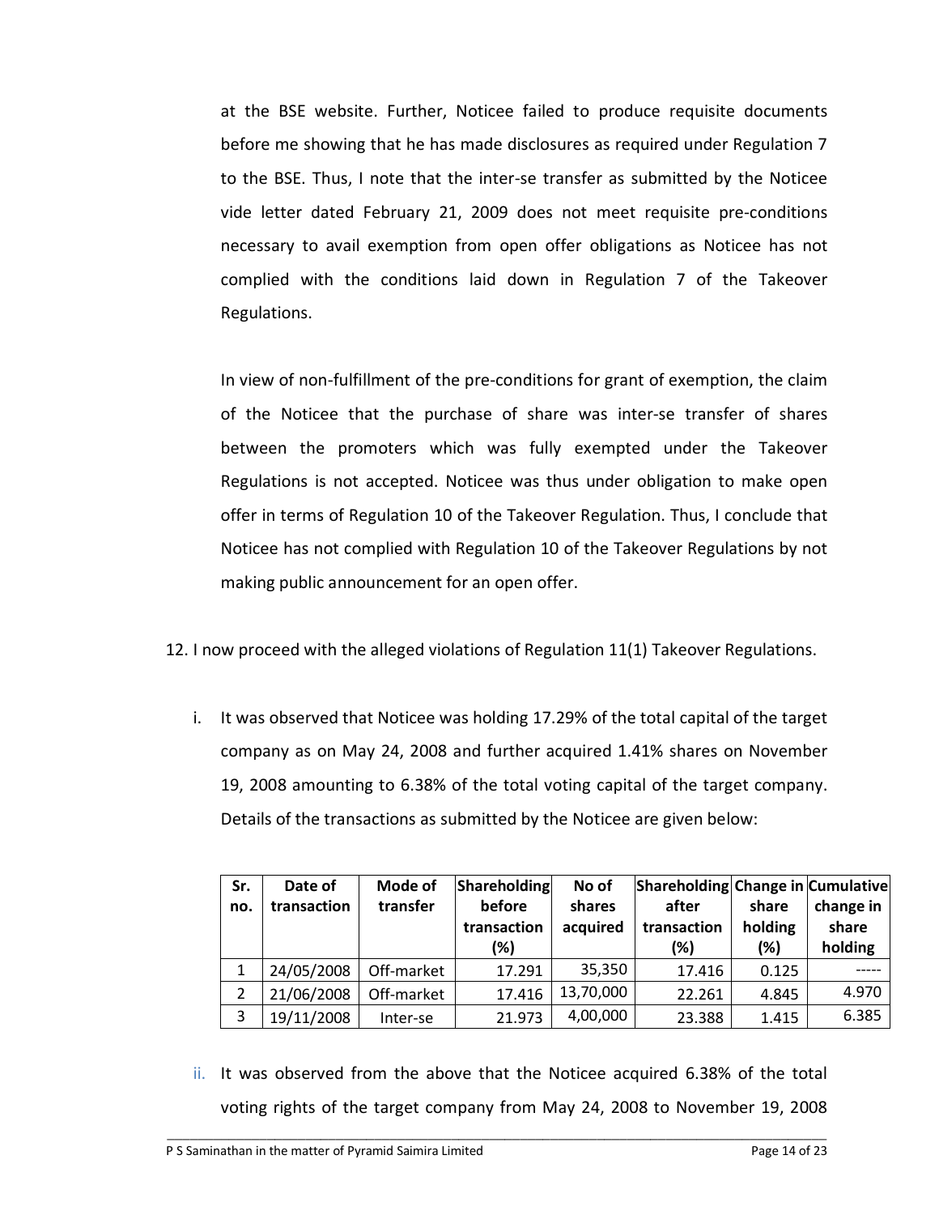at the BSE website. Further, Noticee failed to produce requisite documents before me showing that he has made disclosures as required under Regulation 7 to the BSE. Thus, I note that the inter-se transfer as submitted by the Noticee vide letter dated February 21, 2009 does not meet requisite pre-conditions necessary to avail exemption from open offer obligations as Noticee has not complied with the conditions laid down in Regulation 7 of the Takeover Regulations.

In view of non-fulfillment of the pre-conditions for grant of exemption, the claim of the Noticee that the purchase of share was inter-se transfer of shares between the promoters which was fully exempted under the Takeover Regulations is not accepted. Noticee was thus under obligation to make open offer in terms of Regulation 10 of the Takeover Regulation. Thus, I conclude that Noticee has not complied with Regulation 10 of the Takeover Regulations by not making public announcement for an open offer.

12. I now proceed with the alleged violations of Regulation 11(1) Takeover Regulations.

i. It was observed that Noticee was holding 17.29% of the total capital of the target company as on May 24, 2008 and further acquired 1.41% shares on November 19, 2008 amounting to 6.38% of the total voting capital of the target company. Details of the transactions as submitted by the Noticee are given below:

| Sr. no. | Date of transaction | Mode of transfer | Shareholding before transaction (%) | No of shares acquired | Shareholding after transaction (%) | Change in share holding (%) | Cumulative change in share holding |
|---|---|---|---|---|---|---|---|
| 1 | 24/05/2008 | Off-market | 17.291 | 35,350 | 17.416 | 0.125 | ----- |
| 2 | 21/06/2008 | Off-market | 17.416 | 13,70,000 | 22.261 | 4.845 | 4.970 |
| 3 | 19/11/2008 | Inter-se | 21.973 | 4,00,000 | 23.388 | 1.415 | 6.385 |

ii. It was observed from the above that the Noticee acquired 6.38% of the total voting rights of the target company from May 24, 2008 to November 19, 2008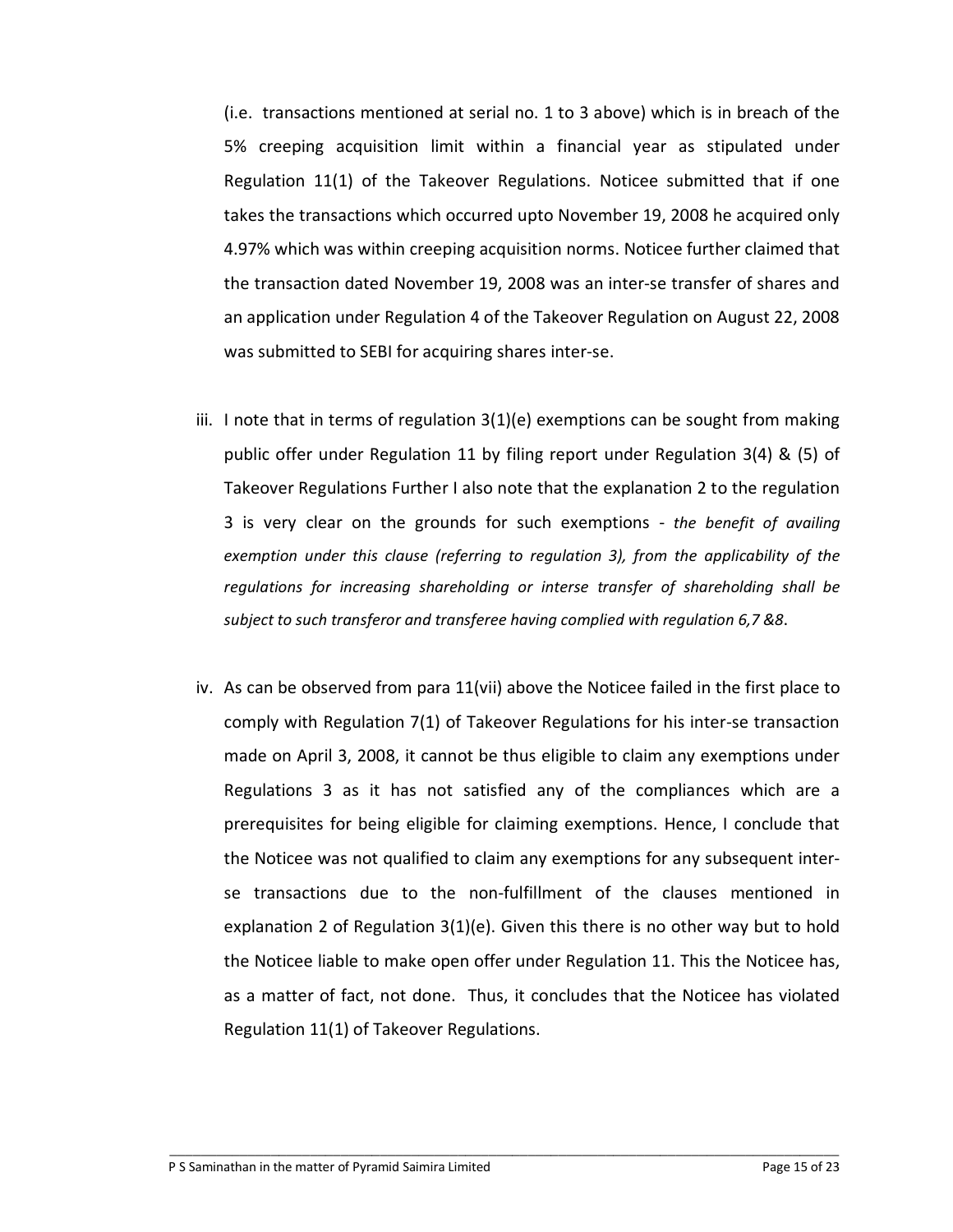(i.e. transactions mentioned at serial no. 1 to 3 above) which is in breach of the 5% creeping acquisition limit within a financial year as stipulated under Regulation 11(1) of the Takeover Regulations. Noticee submitted that if one takes the transactions which occurred upto November 19, 2008 he acquired only 4.97% which was within creeping acquisition norms. Noticee further claimed that the transaction dated November 19, 2008 was an inter-se transfer of shares and an application under Regulation 4 of the Takeover Regulation on August 22, 2008 was submitted to SEBI for acquiring shares inter-se.

iii. I note that in terms of regulation 3(1)(e) exemptions can be sought from making public offer under Regulation 11 by filing report under Regulation 3(4) & (5) of Takeover Regulations Further I also note that the explanation 2 to the regulation 3 is very clear on the grounds for such exemptions - *the benefit of availing exemption under this clause (referring to regulation 3), from the applicability of the regulations for increasing shareholding or interse transfer of shareholding shall be subject to such transferor and transferee having complied with regulation 6,7 &8*.

iv. As can be observed from para 11(vii) above the Noticee failed in the first place to comply with Regulation 7(1) of Takeover Regulations for his inter-se transaction made on April 3, 2008, it cannot be thus eligible to claim any exemptions under Regulations 3 as it has not satisfied any of the compliances which are a prerequisites for being eligible for claiming exemptions. Hence, I conclude that the Noticee was not qualified to claim any exemptions for any subsequent inter-se transactions due to the non-fulfillment of the clauses mentioned in explanation 2 of Regulation 3(1)(e). Given this there is no other way but to hold the Noticee liable to make open offer under Regulation 11. This the Noticee has, as a matter of fact, not done. Thus, it concludes that the Noticee has violated Regulation 11(1) of Takeover Regulations.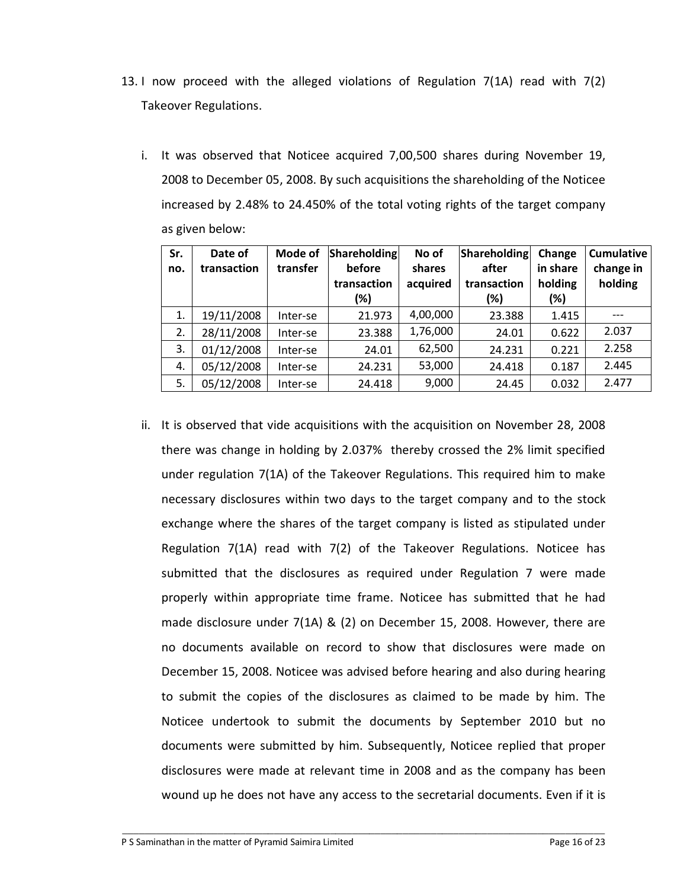13. I now proceed with the alleged violations of Regulation 7(1A) read with 7(2) Takeover Regulations.

    i. It was observed that Noticee acquired 7,00,500 shares during November 19, 2008 to December 05, 2008. By such acquisitions the shareholding of the Noticee increased by 2.48% to 24.450% of the total voting rights of the target company as given below:

| Sr. no. | Date of transaction | Mode of transfer | Shareholding before transaction (%) | No of shares acquired | Shareholding after transaction (%) | Change in share holding (%) | Cumulative change in holding |
|---|---|---|---|---|---|---|---|
| 1. | 19/11/2008 | Inter-se | 21.973 | 4,00,000 | 23.388 | 1.415 | --- |
| 2. | 28/11/2008 | Inter-se | 23.388 | 1,76,000 | 24.01 | 0.622 | 2.037 |
| 3. | 01/12/2008 | Inter-se | 24.01 | 62,500 | 24.231 | 0.221 | 2.258 |
| 4. | 05/12/2008 | Inter-se | 24.231 | 53,000 | 24.418 | 0.187 | 2.445 |
| 5. | 05/12/2008 | Inter-se | 24.418 | 9,000 | 24.45 | 0.032 | 2.477 |

    ii. It is observed that vide acquisitions with the acquisition on November 28, 2008 there was change in holding by 2.037% thereby crossed the 2% limit specified under regulation 7(1A) of the Takeover Regulations. This required him to make necessary disclosures within two days to the target company and to the stock exchange where the shares of the target company is listed as stipulated under Regulation 7(1A) read with 7(2) of the Takeover Regulations. Noticee has submitted that the disclosures as required under Regulation 7 were made properly within appropriate time frame. Noticee has submitted that he had made disclosure under 7(1A) & (2) on December 15, 2008. However, there are no documents available on record to show that disclosures were made on December 15, 2008. Noticee was advised before hearing and also during hearing to submit the copies of the disclosures as claimed to be made by him. The Noticee undertook to submit the documents by September 2010 but no documents were submitted by him. Subsequently, Noticee replied that proper disclosures were made at relevant time in 2008 and as the company has been wound up he does not have any access to the secretarial documents. Even if it is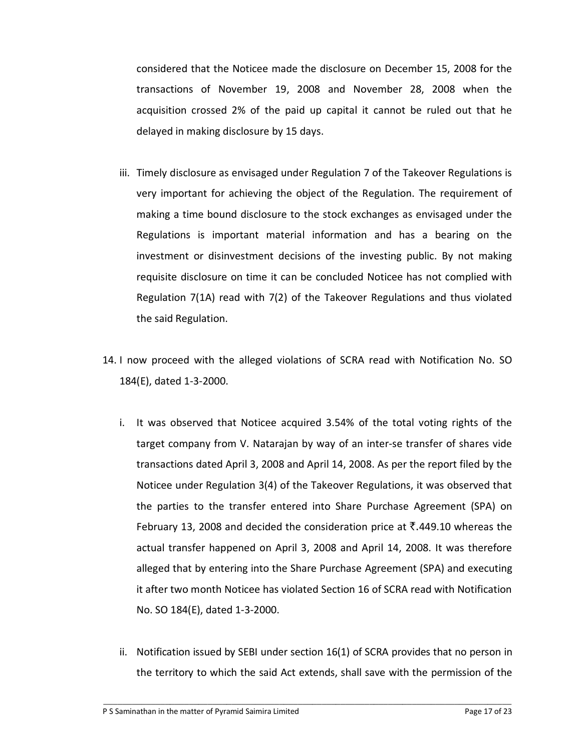considered that the Noticee made the disclosure on December 15, 2008 for the transactions of November 19, 2008 and November 28, 2008 when the acquisition crossed 2% of the paid up capital it cannot be ruled out that he delayed in making disclosure by 15 days.

iii. Timely disclosure as envisaged under Regulation 7 of the Takeover Regulations is very important for achieving the object of the Regulation. The requirement of making a time bound disclosure to the stock exchanges as envisaged under the Regulations is important material information and has a bearing on the investment or disinvestment decisions of the investing public. By not making requisite disclosure on time it can be concluded Noticee has not complied with Regulation 7(1A) read with 7(2) of the Takeover Regulations and thus violated the said Regulation.

14. I now proceed with the alleged violations of SCRA read with Notification No. SO 184(E), dated 1-3-2000.

i. It was observed that Noticee acquired 3.54% of the total voting rights of the target company from V. Natarajan by way of an inter-se transfer of shares vide transactions dated April 3, 2008 and April 14, 2008. As per the report filed by the Noticee under Regulation 3(4) of the Takeover Regulations, it was observed that the parties to the transfer entered into Share Purchase Agreement (SPA) on February 13, 2008 and decided the consideration price at ₹.449.10 whereas the actual transfer happened on April 3, 2008 and April 14, 2008. It was therefore alleged that by entering into the Share Purchase Agreement (SPA) and executing it after two month Noticee has violated Section 16 of SCRA read with Notification No. SO 184(E), dated 1-3-2000.

ii. Notification issued by SEBI under section 16(1) of SCRA provides that no person in the territory to which the said Act extends, shall save with the permission of the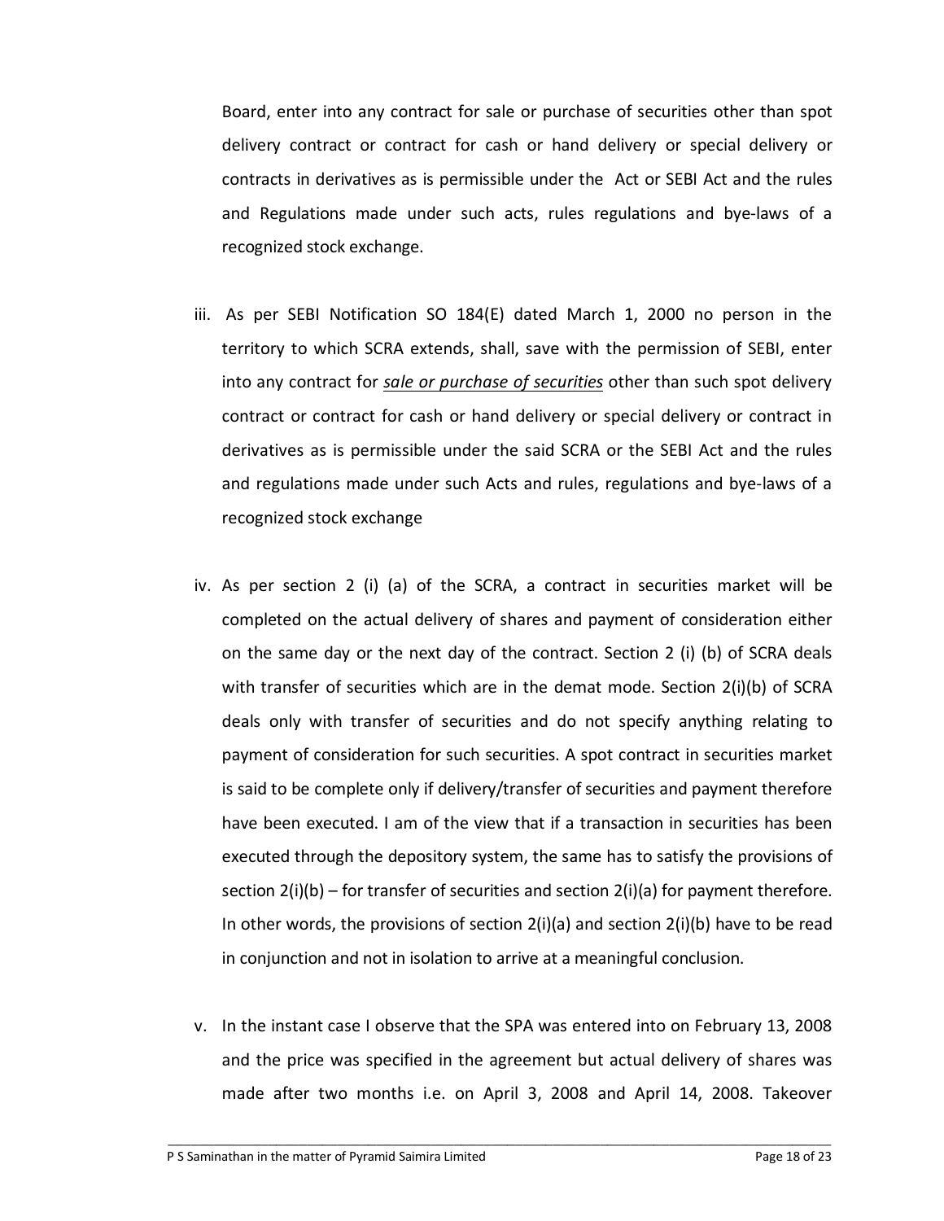Board, enter into any contract for sale or purchase of securities other than spot delivery contract or contract for cash or hand delivery or special delivery or contracts in derivatives as is permissible under the Act or SEBI Act and the rules and Regulations made under such acts, rules regulations and bye-laws of a recognized stock exchange.

iii. As per SEBI Notification SO 184(E) dated March 1, 2000 no person in the territory to which SCRA extends, shall, save with the permission of SEBI, enter into any contract for <u>*sale or purchase of securities*</u> other than such spot delivery contract or contract for cash or hand delivery or special delivery or contract in derivatives as is permissible under the said SCRA or the SEBI Act and the rules and regulations made under such Acts and rules, regulations and bye-laws of a recognized stock exchange

iv. As per section 2 (i) (a) of the SCRA, a contract in securities market will be completed on the actual delivery of shares and payment of consideration either on the same day or the next day of the contract. Section 2 (i) (b) of SCRA deals with transfer of securities which are in the demat mode. Section 2(i)(b) of SCRA deals only with transfer of securities and do not specify anything relating to payment of consideration for such securities. A spot contract in securities market is said to be complete only if delivery/transfer of securities and payment therefore have been executed. I am of the view that if a transaction in securities has been executed through the depository system, the same has to satisfy the provisions of section 2(i)(b) – for transfer of securities and section 2(i)(a) for payment therefore. In other words, the provisions of section 2(i)(a) and section 2(i)(b) have to be read in conjunction and not in isolation to arrive at a meaningful conclusion.

v. In the instant case I observe that the SPA was entered into on February 13, 2008 and the price was specified in the agreement but actual delivery of shares was made after two months i.e. on April 3, 2008 and April 14, 2008. Takeover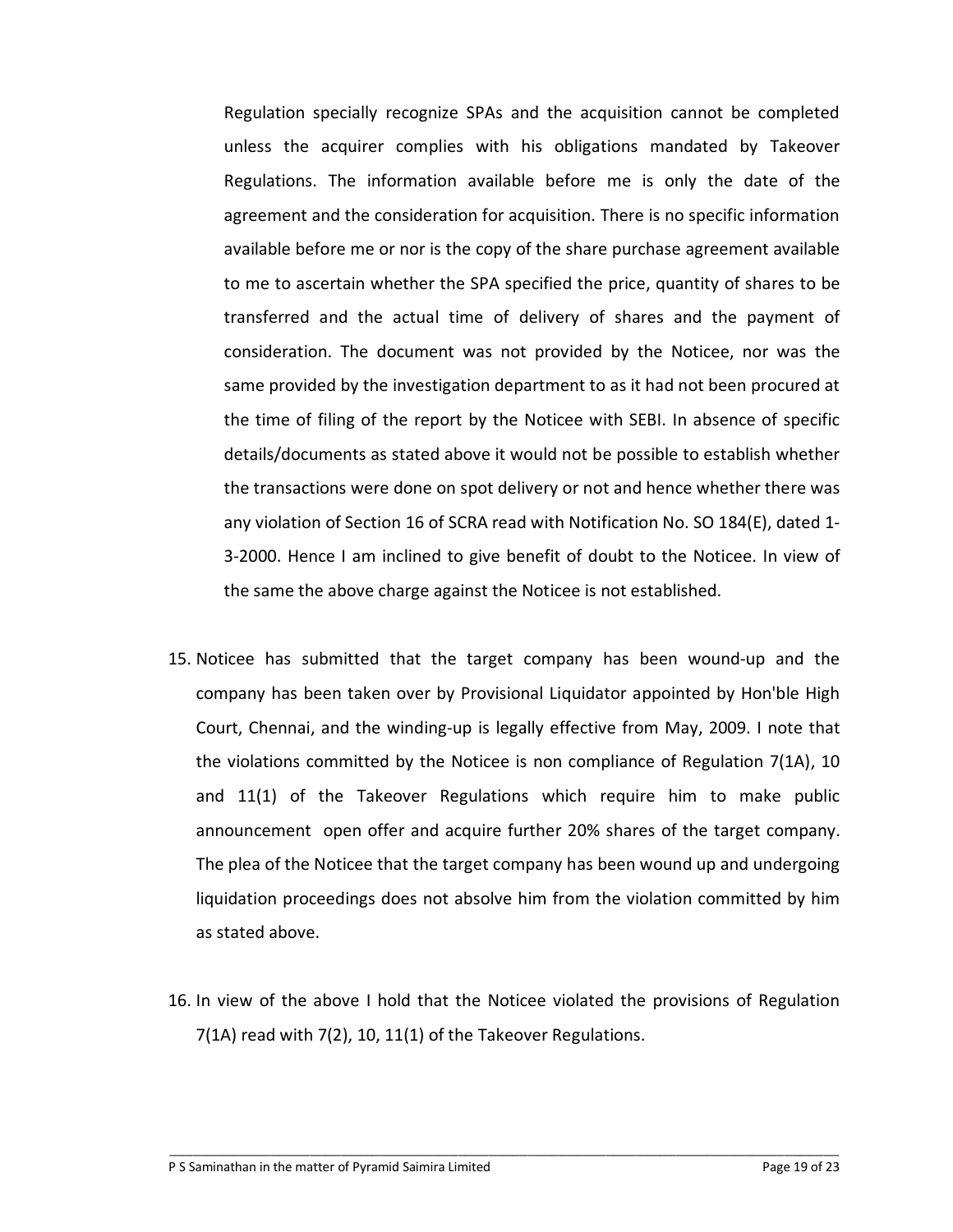Regulation specially recognize SPAs and the acquisition cannot be completed unless the acquirer complies with his obligations mandated by Takeover Regulations. The information available before me is only the date of the agreement and the consideration for acquisition. There is no specific information available before me or nor is the copy of the share purchase agreement available to me to ascertain whether the SPA specified the price, quantity of shares to be transferred and the actual time of delivery of shares and the payment of consideration. The document was not provided by the Noticee, nor was the same provided by the investigation department to as it had not been procured at the time of filing of the report by the Noticee with SEBI. In absence of specific details/documents as stated above it would not be possible to establish whether the transactions were done on spot delivery or not and hence whether there was any violation of Section 16 of SCRA read with Notification No. SO 184(E), dated 1-3-2000. Hence I am inclined to give benefit of doubt to the Noticee. In view of the same the above charge against the Noticee is not established.

15. Noticee has submitted that the target company has been wound-up and the company has been taken over by Provisional Liquidator appointed by Hon'ble High Court, Chennai, and the winding-up is legally effective from May, 2009. I note that the violations committed by the Noticee is non compliance of Regulation 7(1A), 10 and 11(1) of the Takeover Regulations which require him to make public announcement open offer and acquire further 20% shares of the target company. The plea of the Noticee that the target company has been wound up and undergoing liquidation proceedings does not absolve him from the violation committed by him as stated above.

16. In view of the above I hold that the Noticee violated the provisions of Regulation 7(1A) read with 7(2), 10, 11(1) of the Takeover Regulations.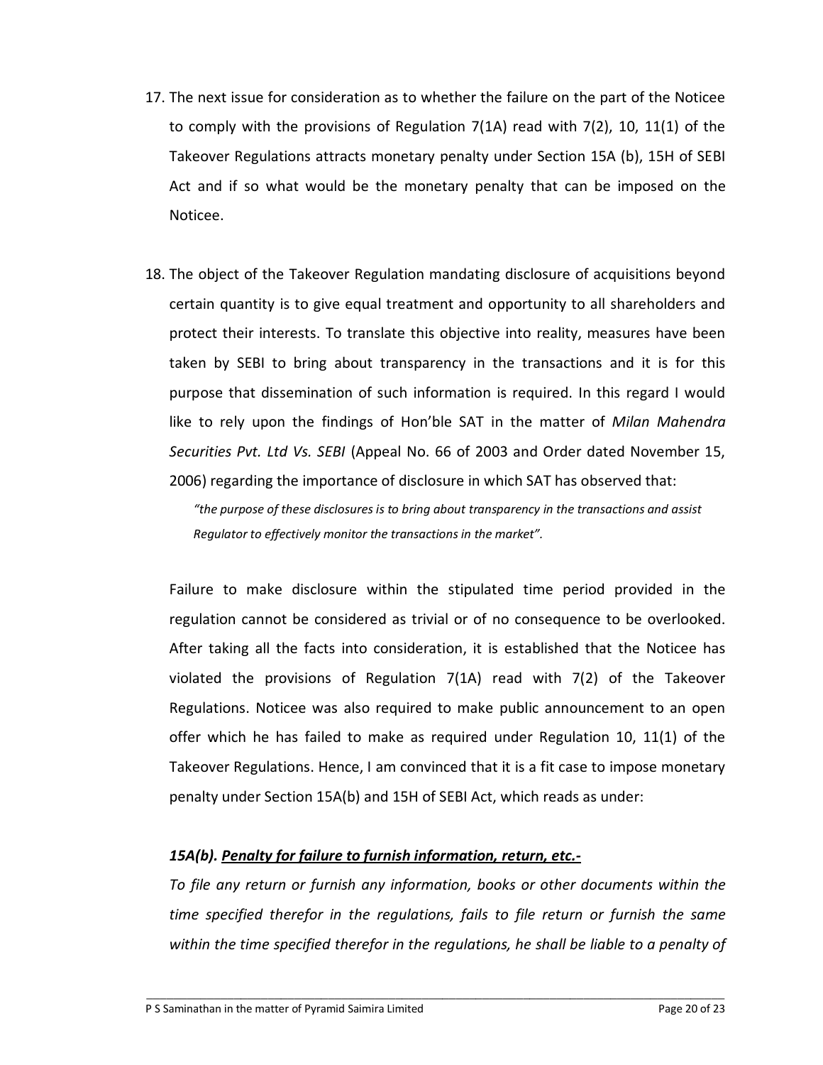17. The next issue for consideration as to whether the failure on the part of the Noticee to comply with the provisions of Regulation 7(1A) read with 7(2), 10, 11(1) of the Takeover Regulations attracts monetary penalty under Section 15A (b), 15H of SEBI Act and if so what would be the monetary penalty that can be imposed on the Noticee.

18. The object of the Takeover Regulation mandating disclosure of acquisitions beyond certain quantity is to give equal treatment and opportunity to all shareholders and protect their interests. To translate this objective into reality, measures have been taken by SEBI to bring about transparency in the transactions and it is for this purpose that dissemination of such information is required. In this regard I would like to rely upon the findings of Hon'ble SAT in the matter of *Milan Mahendra Securities Pvt. Ltd Vs. SEBI* (Appeal No. 66 of 2003 and Order dated November 15, 2006) regarding the importance of disclosure in which SAT has observed that:

    *"the purpose of these disclosures is to bring about transparency in the transactions and assist Regulator to effectively monitor the transactions in the market".*

    Failure to make disclosure within the stipulated time period provided in the regulation cannot be considered as trivial or of no consequence to be overlooked. After taking all the facts into consideration, it is established that the Noticee has violated the provisions of Regulation 7(1A) read with 7(2) of the Takeover Regulations. Noticee was also required to make public announcement to an open offer which he has failed to make as required under Regulation 10, 11(1) of the Takeover Regulations. Hence, I am convinced that it is a fit case to impose monetary penalty under Section 15A(b) and 15H of SEBI Act, which reads as under:

    ***15A(b). Penalty for failure to furnish information, return, etc.-***

    *To file any return or furnish any information, books or other documents within the time specified therefor in the regulations, fails to file return or furnish the same within the time specified therefor in the regulations, he shall be liable to a penalty of*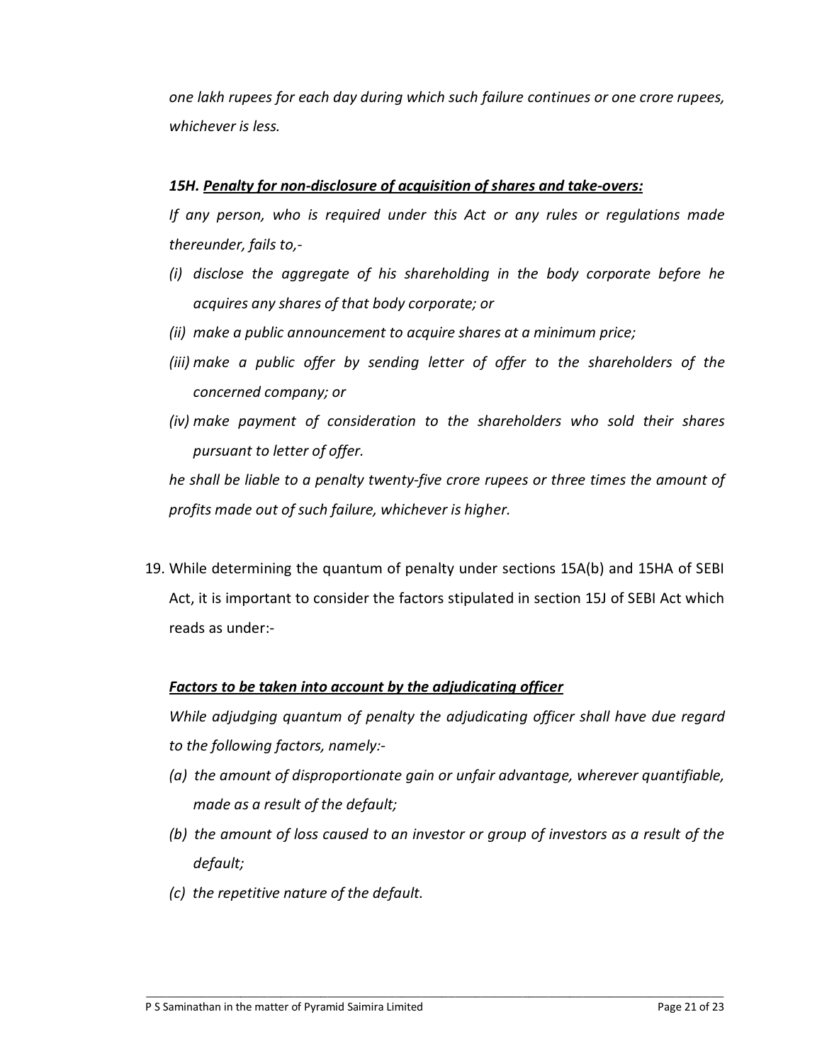*one lakh rupees for each day during which such failure continues or one crore rupees, whichever is less.*

***15H. Penalty for non-disclosure of acquisition of shares and take-overs:***

*If any person, who is required under this Act or any rules or regulations made thereunder, fails to,-*

- *(i) disclose the aggregate of his shareholding in the body corporate before he acquires any shares of that body corporate; or*
- *(ii) make a public announcement to acquire shares at a minimum price;*
- *(iii) make a public offer by sending letter of offer to the shareholders of the concerned company; or*
- *(iv) make payment of consideration to the shareholders who sold their shares pursuant to letter of offer.*

*he shall be liable to a penalty twenty-five crore rupees or three times the amount of profits made out of such failure, whichever is higher.*

19. While determining the quantum of penalty under sections 15A(b) and 15HA of SEBI Act, it is important to consider the factors stipulated in section 15J of SEBI Act which reads as under:-

***Factors to be taken into account by the adjudicating officer***

*While adjudging quantum of penalty the adjudicating officer shall have due regard to the following factors, namely:-*

- *(a) the amount of disproportionate gain or unfair advantage, wherever quantifiable, made as a result of the default;*
- *(b) the amount of loss caused to an investor or group of investors as a result of the default;*
- *(c) the repetitive nature of the default.*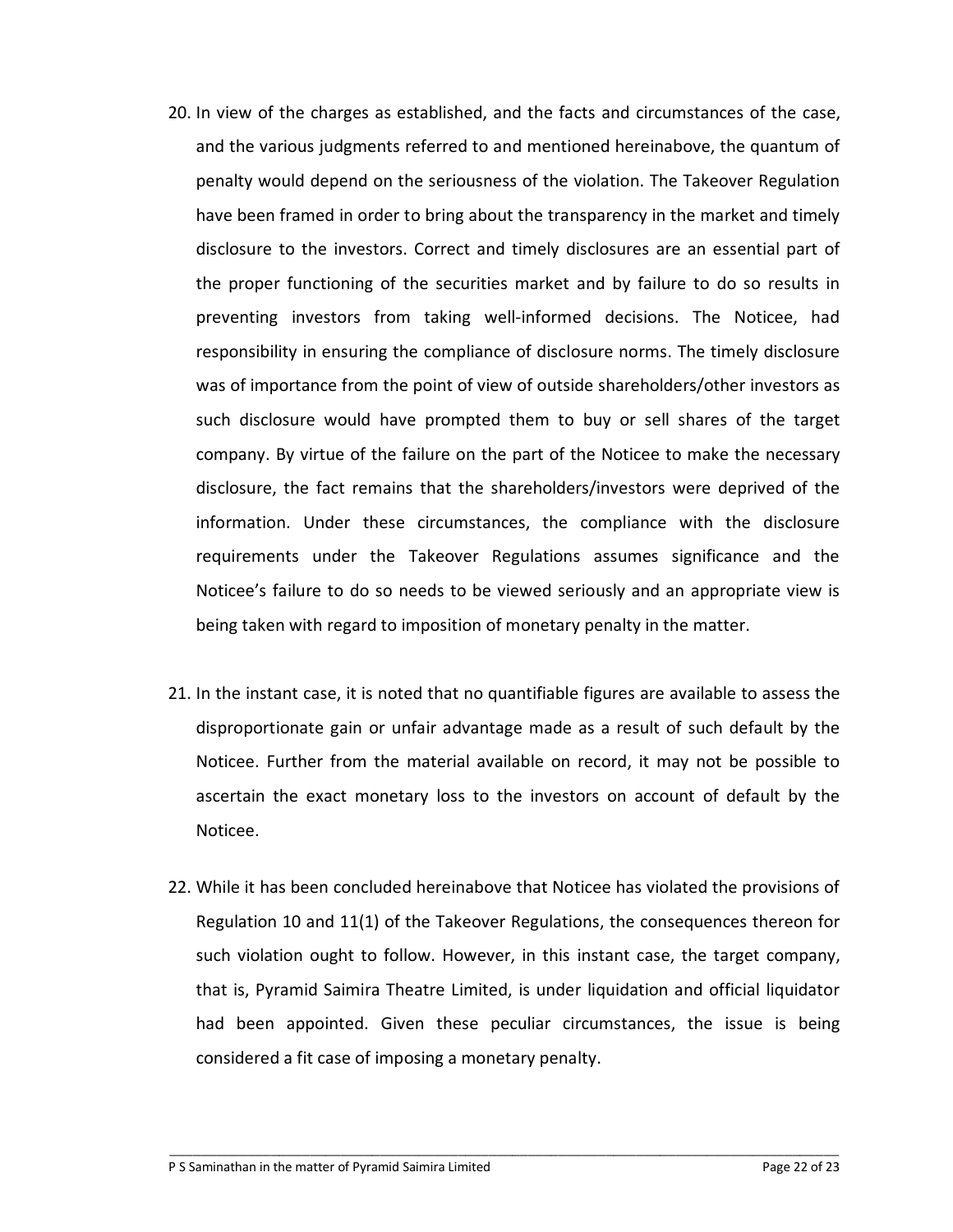20. In view of the charges as established, and the facts and circumstances of the case, and the various judgments referred to and mentioned hereinabove, the quantum of penalty would depend on the seriousness of the violation. The Takeover Regulation have been framed in order to bring about the transparency in the market and timely disclosure to the investors. Correct and timely disclosures are an essential part of the proper functioning of the securities market and by failure to do so results in preventing investors from taking well-informed decisions. The Noticee, had responsibility in ensuring the compliance of disclosure norms. The timely disclosure was of importance from the point of view of outside shareholders/other investors as such disclosure would have prompted them to buy or sell shares of the target company. By virtue of the failure on the part of the Noticee to make the necessary disclosure, the fact remains that the shareholders/investors were deprived of the information. Under these circumstances, the compliance with the disclosure requirements under the Takeover Regulations assumes significance and the Noticee's failure to do so needs to be viewed seriously and an appropriate view is being taken with regard to imposition of monetary penalty in the matter.

21. In the instant case, it is noted that no quantifiable figures are available to assess the disproportionate gain or unfair advantage made as a result of such default by the Noticee. Further from the material available on record, it may not be possible to ascertain the exact monetary loss to the investors on account of default by the Noticee.

22. While it has been concluded hereinabove that Noticee has violated the provisions of Regulation 10 and 11(1) of the Takeover Regulations, the consequences thereon for such violation ought to follow. However, in this instant case, the target company, that is, Pyramid Saimira Theatre Limited, is under liquidation and official liquidator had been appointed. Given these peculiar circumstances, the issue is being considered a fit case of imposing a monetary penalty.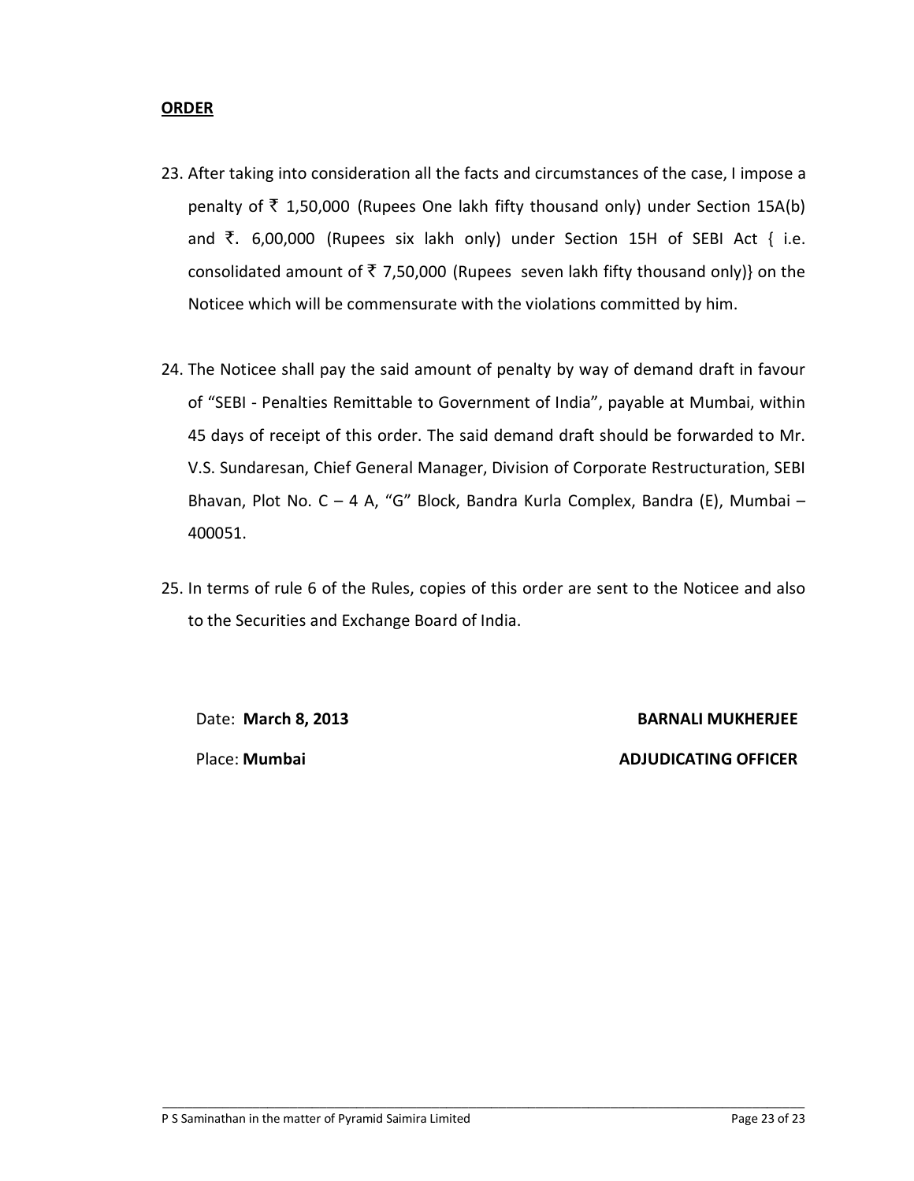## ORDER

23. After taking into consideration all the facts and circumstances of the case, I impose a penalty of ₹ 1,50,000 (Rupees One lakh fifty thousand only) under Section 15A(b) and ₹. 6,00,000 (Rupees six lakh only) under Section 15H of SEBI Act { i.e. consolidated amount of ₹ 7,50,000 (Rupees seven lakh fifty thousand only)} on the Noticee which will be commensurate with the violations committed by him.

24. The Noticee shall pay the said amount of penalty by way of demand draft in favour of "SEBI - Penalties Remittable to Government of India", payable at Mumbai, within 45 days of receipt of this order. The said demand draft should be forwarded to Mr. V.S. Sundaresan, Chief General Manager, Division of Corporate Restructuration, SEBI Bhavan, Plot No. C – 4 A, "G" Block, Bandra Kurla Complex, Bandra (E), Mumbai – 400051.

25. In terms of rule 6 of the Rules, copies of this order are sent to the Noticee and also to the Securities and Exchange Board of India.

Date: **March 8, 2013** **BARNALI MUKHERJEE**

Place: **Mumbai** **ADJUDICATING OFFICER**